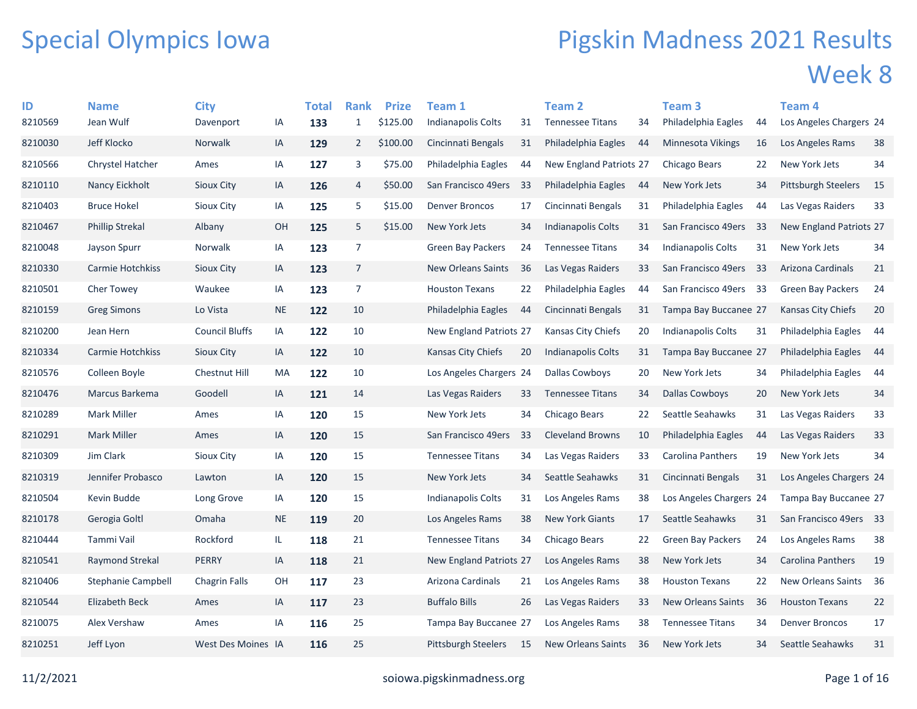# Special Olympics Iowa

# Pigskin Madness 2021 Results

## Week 8

| ID | Name | City | | Total | Rank | Prize | Team 1 | | Team 2 | | Team 3 | | Team 4 | |
|---|---|---|---|---|---|---|---|---|---|---|---|---|---|---|
| 8210569 | Jean Wulf | Davenport | IA | **133** | 1 | $125.00 | Indianapolis Colts | 31 | Tennessee Titans | 34 | Philadelphia Eagles | 44 | Los Angeles Chargers | 24 |
| 8210030 | Jeff Klocko | Norwalk | IA | **129** | 2 | $100.00 | Cincinnati Bengals | 31 | Philadelphia Eagles | 44 | Minnesota Vikings | 16 | Los Angeles Rams | 38 |
| 8210566 | Chrystel Hatcher | Ames | IA | **127** | 3 | $75.00 | Philadelphia Eagles | 44 | New England Patriots | 27 | Chicago Bears | 22 | New York Jets | 34 |
| 8210110 | Nancy Eickholt | Sioux City | IA | **126** | 4 | $50.00 | San Francisco 49ers | 33 | Philadelphia Eagles | 44 | New York Jets | 34 | Pittsburgh Steelers | 15 |
| 8210403 | Bruce Hokel | Sioux City | IA | **125** | 5 | $15.00 | Denver Broncos | 17 | Cincinnati Bengals | 31 | Philadelphia Eagles | 44 | Las Vegas Raiders | 33 |
| 8210467 | Phillip Strekal | Albany | OH | **125** | 5 | $15.00 | New York Jets | 34 | Indianapolis Colts | 31 | San Francisco 49ers | 33 | New England Patriots | 27 |
| 8210048 | Jayson Spurr | Norwalk | IA | **123** | 7 | | Green Bay Packers | 24 | Tennessee Titans | 34 | Indianapolis Colts | 31 | New York Jets | 34 |
| 8210330 | Carmie Hotchkiss | Sioux City | IA | **123** | 7 | | New Orleans Saints | 36 | Las Vegas Raiders | 33 | San Francisco 49ers | 33 | Arizona Cardinals | 21 |
| 8210501 | Cher Towey | Waukee | IA | **123** | 7 | | Houston Texans | 22 | Philadelphia Eagles | 44 | San Francisco 49ers | 33 | Green Bay Packers | 24 |
| 8210159 | Greg Simons | Lo Vista | NE | **122** | 10 | | Philadelphia Eagles | 44 | Cincinnati Bengals | 31 | Tampa Bay Buccanee | 27 | Kansas City Chiefs | 20 |
| 8210200 | Jean Hern | Council Bluffs | IA | **122** | 10 | | New England Patriots | 27 | Kansas City Chiefs | 20 | Indianapolis Colts | 31 | Philadelphia Eagles | 44 |
| 8210334 | Carmie Hotchkiss | Sioux City | IA | **122** | 10 | | Kansas City Chiefs | 20 | Indianapolis Colts | 31 | Tampa Bay Buccanee | 27 | Philadelphia Eagles | 44 |
| 8210576 | Colleen Boyle | Chestnut Hill | MA | **122** | 10 | | Los Angeles Chargers | 24 | Dallas Cowboys | 20 | New York Jets | 34 | Philadelphia Eagles | 44 |
| 8210476 | Marcus Barkema | Goodell | IA | **121** | 14 | | Las Vegas Raiders | 33 | Tennessee Titans | 34 | Dallas Cowboys | 20 | New York Jets | 34 |
| 8210289 | Mark Miller | Ames | IA | **120** | 15 | | New York Jets | 34 | Chicago Bears | 22 | Seattle Seahawks | 31 | Las Vegas Raiders | 33 |
| 8210291 | Mark Miller | Ames | IA | **120** | 15 | | San Francisco 49ers | 33 | Cleveland Browns | 10 | Philadelphia Eagles | 44 | Las Vegas Raiders | 33 |
| 8210309 | Jim Clark | Sioux City | IA | **120** | 15 | | Tennessee Titans | 34 | Las Vegas Raiders | 33 | Carolina Panthers | 19 | New York Jets | 34 |
| 8210319 | Jennifer Probasco | Lawton | IA | **120** | 15 | | New York Jets | 34 | Seattle Seahawks | 31 | Cincinnati Bengals | 31 | Los Angeles Chargers | 24 |
| 8210504 | Kevin Budde | Long Grove | IA | **120** | 15 | | Indianapolis Colts | 31 | Los Angeles Rams | 38 | Los Angeles Chargers | 24 | Tampa Bay Buccanee | 27 |
| 8210178 | Gerogia Goltl | Omaha | NE | **119** | 20 | | Los Angeles Rams | 38 | New York Giants | 17 | Seattle Seahawks | 31 | San Francisco 49ers | 33 |
| 8210444 | Tammi Vail | Rockford | IL | **118** | 21 | | Tennessee Titans | 34 | Chicago Bears | 22 | Green Bay Packers | 24 | Los Angeles Rams | 38 |
| 8210541 | Raymond Strekal | PERRY | IA | **118** | 21 | | New England Patriots | 27 | Los Angeles Rams | 38 | New York Jets | 34 | Carolina Panthers | 19 |
| 8210406 | Stephanie Campbell | Chagrin Falls | OH | **117** | 23 | | Arizona Cardinals | 21 | Los Angeles Rams | 38 | Houston Texans | 22 | New Orleans Saints | 36 |
| 8210544 | Elizabeth Beck | Ames | IA | **117** | 23 | | Buffalo Bills | 26 | Las Vegas Raiders | 33 | New Orleans Saints | 36 | Houston Texans | 22 |
| 8210075 | Alex Vershaw | Ames | IA | **116** | 25 | | Tampa Bay Buccanee | 27 | Los Angeles Rams | 38 | Tennessee Titans | 34 | Denver Broncos | 17 |
| 8210251 | Jeff Lyon | West Des Moines | IA | **116** | 25 | | Pittsburgh Steelers | 15 | New Orleans Saints | 36 | New York Jets | 34 | Seattle Seahawks | 31 |

11/2/2021 soiowa.pigskinmadness.org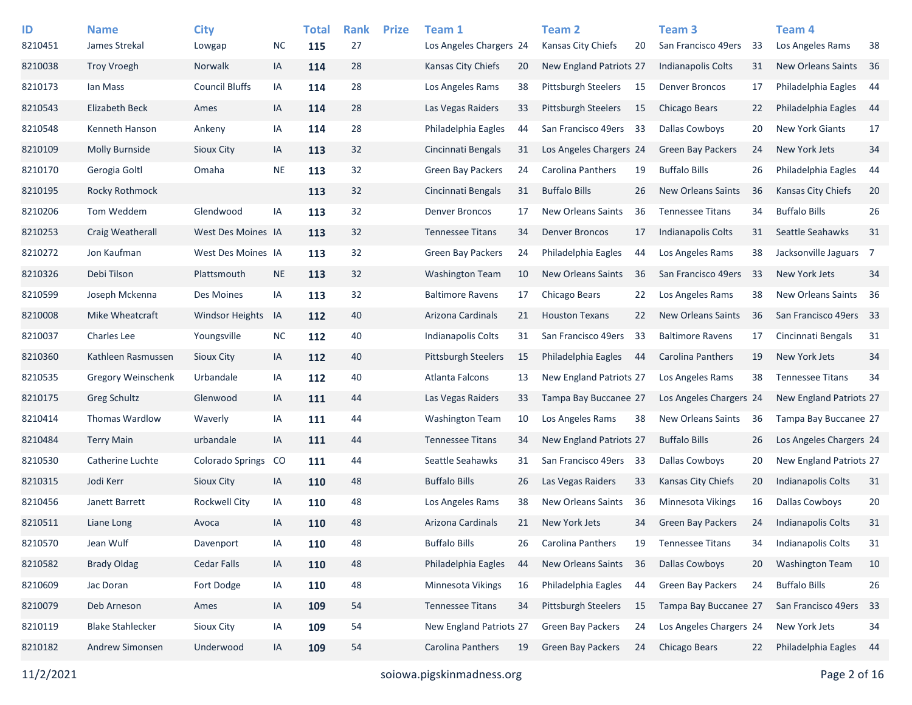| ID | Name | City | | Total | Rank | Prize | Team 1 | | Team 2 | | Team 3 | | Team 4 | |
|---|---|---|---|---|---|---|---|---|---|---|---|---|---|---|
| 8210451 | James Strekal | Lowgap | NC | **115** | 27 | | Los Angeles Chargers | 24 | Kansas City Chiefs | 20 | San Francisco 49ers | 33 | Los Angeles Rams | 38 |
| 8210038 | Troy Vroegh | Norwalk | IA | **114** | 28 | | Kansas City Chiefs | 20 | New England Patriots | 27 | Indianapolis Colts | 31 | New Orleans Saints | 36 |
| 8210173 | Ian Mass | Council Bluffs | IA | **114** | 28 | | Los Angeles Rams | 38 | Pittsburgh Steelers | 15 | Denver Broncos | 17 | Philadelphia Eagles | 44 |
| 8210543 | Elizabeth Beck | Ames | IA | **114** | 28 | | Las Vegas Raiders | 33 | Pittsburgh Steelers | 15 | Chicago Bears | 22 | Philadelphia Eagles | 44 |
| 8210548 | Kenneth Hanson | Ankeny | IA | **114** | 28 | | Philadelphia Eagles | 44 | San Francisco 49ers | 33 | Dallas Cowboys | 20 | New York Giants | 17 |
| 8210109 | Molly Burnside | Sioux City | IA | **113** | 32 | | Cincinnati Bengals | 31 | Los Angeles Chargers | 24 | Green Bay Packers | 24 | New York Jets | 34 |
| 8210170 | Gerogia Goltl | Omaha | NE | **113** | 32 | | Green Bay Packers | 24 | Carolina Panthers | 19 | Buffalo Bills | 26 | Philadelphia Eagles | 44 |
| 8210195 | Rocky Rothmock | | | **113** | 32 | | Cincinnati Bengals | 31 | Buffalo Bills | 26 | New Orleans Saints | 36 | Kansas City Chiefs | 20 |
| 8210206 | Tom Weddem | Glendwood | IA | **113** | 32 | | Denver Broncos | 17 | New Orleans Saints | 36 | Tennessee Titans | 34 | Buffalo Bills | 26 |
| 8210253 | Craig Weatherall | West Des Moines | IA | **113** | 32 | | Tennessee Titans | 34 | Denver Broncos | 17 | Indianapolis Colts | 31 | Seattle Seahawks | 31 |
| 8210272 | Jon Kaufman | West Des Moines | IA | **113** | 32 | | Green Bay Packers | 24 | Philadelphia Eagles | 44 | Los Angeles Rams | 38 | Jacksonville Jaguars | 7 |
| 8210326 | Debi Tilson | Plattsmouth | NE | **113** | 32 | | Washington Team | 10 | New Orleans Saints | 36 | San Francisco 49ers | 33 | New York Jets | 34 |
| 8210599 | Joseph Mckenna | Des Moines | IA | **113** | 32 | | Baltimore Ravens | 17 | Chicago Bears | 22 | Los Angeles Rams | 38 | New Orleans Saints | 36 |
| 8210008 | Mike Wheatcraft | Windsor Heights | IA | **112** | 40 | | Arizona Cardinals | 21 | Houston Texans | 22 | New Orleans Saints | 36 | San Francisco 49ers | 33 |
| 8210037 | Charles Lee | Youngsville | NC | **112** | 40 | | Indianapolis Colts | 31 | San Francisco 49ers | 33 | Baltimore Ravens | 17 | Cincinnati Bengals | 31 |
| 8210360 | Kathleen Rasmussen | Sioux City | IA | **112** | 40 | | Pittsburgh Steelers | 15 | Philadelphia Eagles | 44 | Carolina Panthers | 19 | New York Jets | 34 |
| 8210535 | Gregory Weinschenk | Urbandale | IA | **112** | 40 | | Atlanta Falcons | 13 | New England Patriots | 27 | Los Angeles Rams | 38 | Tennessee Titans | 34 |
| 8210175 | Greg Schultz | Glenwood | IA | **111** | 44 | | Las Vegas Raiders | 33 | Tampa Bay Buccanee | 27 | Los Angeles Chargers | 24 | New England Patriots | 27 |
| 8210414 | Thomas Wardlow | Waverly | IA | **111** | 44 | | Washington Team | 10 | Los Angeles Rams | 38 | New Orleans Saints | 36 | Tampa Bay Buccanee | 27 |
| 8210484 | Terry Main | urbandale | IA | **111** | 44 | | Tennessee Titans | 34 | New England Patriots | 27 | Buffalo Bills | 26 | Los Angeles Chargers | 24 |
| 8210530 | Catherine Luchte | Colorado Springs | CO | **111** | 44 | | Seattle Seahawks | 31 | San Francisco 49ers | 33 | Dallas Cowboys | 20 | New England Patriots | 27 |
| 8210315 | Jodi Kerr | Sioux City | IA | **110** | 48 | | Buffalo Bills | 26 | Las Vegas Raiders | 33 | Kansas City Chiefs | 20 | Indianapolis Colts | 31 |
| 8210456 | Janett Barrett | Rockwell City | IA | **110** | 48 | | Los Angeles Rams | 38 | New Orleans Saints | 36 | Minnesota Vikings | 16 | Dallas Cowboys | 20 |
| 8210511 | Liane Long | Avoca | IA | **110** | 48 | | Arizona Cardinals | 21 | New York Jets | 34 | Green Bay Packers | 24 | Indianapolis Colts | 31 |
| 8210570 | Jean Wulf | Davenport | IA | **110** | 48 | | Buffalo Bills | 26 | Carolina Panthers | 19 | Tennessee Titans | 34 | Indianapolis Colts | 31 |
| 8210582 | Brady Oldag | Cedar Falls | IA | **110** | 48 | | Philadelphia Eagles | 44 | New Orleans Saints | 36 | Dallas Cowboys | 20 | Washington Team | 10 |
| 8210609 | Jac Doran | Fort Dodge | IA | **110** | 48 | | Minnesota Vikings | 16 | Philadelphia Eagles | 44 | Green Bay Packers | 24 | Buffalo Bills | 26 |
| 8210079 | Deb Arneson | Ames | IA | **109** | 54 | | Tennessee Titans | 34 | Pittsburgh Steelers | 15 | Tampa Bay Buccanee | 27 | San Francisco 49ers | 33 |
| 8210119 | Blake Stahlecker | Sioux City | IA | **109** | 54 | | New England Patriots | 27 | Green Bay Packers | 24 | Los Angeles Chargers | 24 | New York Jets | 34 |
| 8210182 | Andrew Simonsen | Underwood | IA | **109** | 54 | | Carolina Panthers | 19 | Green Bay Packers | 24 | Chicago Bears | 22 | Philadelphia Eagles | 44 |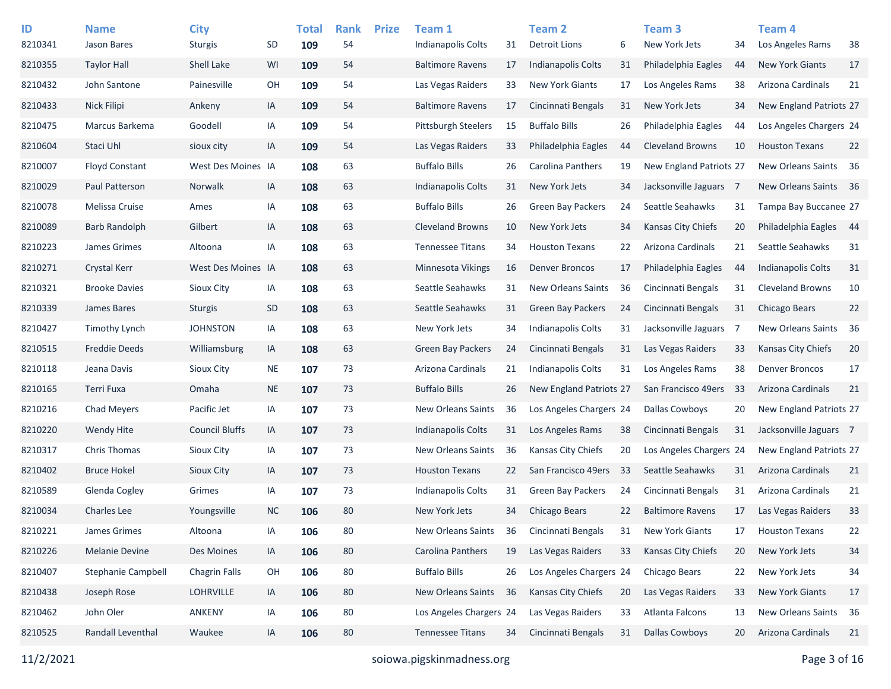| ID | Name | City | | Total | Rank | Prize | Team 1 | | Team 2 | | Team 3 | | Team 4 | |
|---|---|---|---|---|---|---|---|---|---|---|---|---|---|---|
| 8210341 | Jason Bares | Sturgis | SD | **109** | 54 | | Indianapolis Colts | 31 | Detroit Lions | 6 | New York Jets | 34 | Los Angeles Rams | 38 |
| 8210355 | Taylor Hall | Shell Lake | WI | **109** | 54 | | Baltimore Ravens | 17 | Indianapolis Colts | 31 | Philadelphia Eagles | 44 | New York Giants | 17 |
| 8210432 | John Santone | Painesville | OH | **109** | 54 | | Las Vegas Raiders | 33 | New York Giants | 17 | Los Angeles Rams | 38 | Arizona Cardinals | 21 |
| 8210433 | Nick Filipi | Ankeny | IA | **109** | 54 | | Baltimore Ravens | 17 | Cincinnati Bengals | 31 | New York Jets | 34 | New England Patriots | 27 |
| 8210475 | Marcus Barkema | Goodell | IA | **109** | 54 | | Pittsburgh Steelers | 15 | Buffalo Bills | 26 | Philadelphia Eagles | 44 | Los Angeles Chargers | 24 |
| 8210604 | Staci Uhl | sioux city | IA | **109** | 54 | | Las Vegas Raiders | 33 | Philadelphia Eagles | 44 | Cleveland Browns | 10 | Houston Texans | 22 |
| 8210007 | Floyd Constant | West Des Moines | IA | **108** | 63 | | Buffalo Bills | 26 | Carolina Panthers | 19 | New England Patriots | 27 | New Orleans Saints | 36 |
| 8210029 | Paul Patterson | Norwalk | IA | **108** | 63 | | Indianapolis Colts | 31 | New York Jets | 34 | Jacksonville Jaguars | 7 | New Orleans Saints | 36 |
| 8210078 | Melissa Cruise | Ames | IA | **108** | 63 | | Buffalo Bills | 26 | Green Bay Packers | 24 | Seattle Seahawks | 31 | Tampa Bay Buccanee | 27 |
| 8210089 | Barb Randolph | Gilbert | IA | **108** | 63 | | Cleveland Browns | 10 | New York Jets | 34 | Kansas City Chiefs | 20 | Philadelphia Eagles | 44 |
| 8210223 | James Grimes | Altoona | IA | **108** | 63 | | Tennessee Titans | 34 | Houston Texans | 22 | Arizona Cardinals | 21 | Seattle Seahawks | 31 |
| 8210271 | Crystal Kerr | West Des Moines | IA | **108** | 63 | | Minnesota Vikings | 16 | Denver Broncos | 17 | Philadelphia Eagles | 44 | Indianapolis Colts | 31 |
| 8210321 | Brooke Davies | Sioux City | IA | **108** | 63 | | Seattle Seahawks | 31 | New Orleans Saints | 36 | Cincinnati Bengals | 31 | Cleveland Browns | 10 |
| 8210339 | James Bares | Sturgis | SD | **108** | 63 | | Seattle Seahawks | 31 | Green Bay Packers | 24 | Cincinnati Bengals | 31 | Chicago Bears | 22 |
| 8210427 | Timothy Lynch | JOHNSTON | IA | **108** | 63 | | New York Jets | 34 | Indianapolis Colts | 31 | Jacksonville Jaguars | 7 | New Orleans Saints | 36 |
| 8210515 | Freddie Deeds | Williamsburg | IA | **108** | 63 | | Green Bay Packers | 24 | Cincinnati Bengals | 31 | Las Vegas Raiders | 33 | Kansas City Chiefs | 20 |
| 8210118 | Jeana Davis | Sioux City | NE | **107** | 73 | | Arizona Cardinals | 21 | Indianapolis Colts | 31 | Los Angeles Rams | 38 | Denver Broncos | 17 |
| 8210165 | Terri Fuxa | Omaha | NE | **107** | 73 | | Buffalo Bills | 26 | New England Patriots | 27 | San Francisco 49ers | 33 | Arizona Cardinals | 21 |
| 8210216 | Chad Meyers | Pacific Jet | IA | **107** | 73 | | New Orleans Saints | 36 | Los Angeles Chargers | 24 | Dallas Cowboys | 20 | New England Patriots | 27 |
| 8210220 | Wendy Hite | Council Bluffs | IA | **107** | 73 | | Indianapolis Colts | 31 | Los Angeles Rams | 38 | Cincinnati Bengals | 31 | Jacksonville Jaguars | 7 |
| 8210317 | Chris Thomas | Sioux City | IA | **107** | 73 | | New Orleans Saints | 36 | Kansas City Chiefs | 20 | Los Angeles Chargers | 24 | New England Patriots | 27 |
| 8210402 | Bruce Hokel | Sioux City | IA | **107** | 73 | | Houston Texans | 22 | San Francisco 49ers | 33 | Seattle Seahawks | 31 | Arizona Cardinals | 21 |
| 8210589 | Glenda Cogley | Grimes | IA | **107** | 73 | | Indianapolis Colts | 31 | Green Bay Packers | 24 | Cincinnati Bengals | 31 | Arizona Cardinals | 21 |
| 8210034 | Charles Lee | Youngsville | NC | **106** | 80 | | New York Jets | 34 | Chicago Bears | 22 | Baltimore Ravens | 17 | Las Vegas Raiders | 33 |
| 8210221 | James Grimes | Altoona | IA | **106** | 80 | | New Orleans Saints | 36 | Cincinnati Bengals | 31 | New York Giants | 17 | Houston Texans | 22 |
| 8210226 | Melanie Devine | Des Moines | IA | **106** | 80 | | Carolina Panthers | 19 | Las Vegas Raiders | 33 | Kansas City Chiefs | 20 | New York Jets | 34 |
| 8210407 | Stephanie Campbell | Chagrin Falls | OH | **106** | 80 | | Buffalo Bills | 26 | Los Angeles Chargers | 24 | Chicago Bears | 22 | New York Jets | 34 |
| 8210438 | Joseph Rose | LOHRVILLE | IA | **106** | 80 | | New Orleans Saints | 36 | Kansas City Chiefs | 20 | Las Vegas Raiders | 33 | New York Giants | 17 |
| 8210462 | John Oler | ANKENY | IA | **106** | 80 | | Los Angeles Chargers | 24 | Las Vegas Raiders | 33 | Atlanta Falcons | 13 | New Orleans Saints | 36 |
| 8210525 | Randall Leventhal | Waukee | IA | **106** | 80 | | Tennessee Titans | 34 | Cincinnati Bengals | 31 | Dallas Cowboys | 20 | Arizona Cardinals | 21 |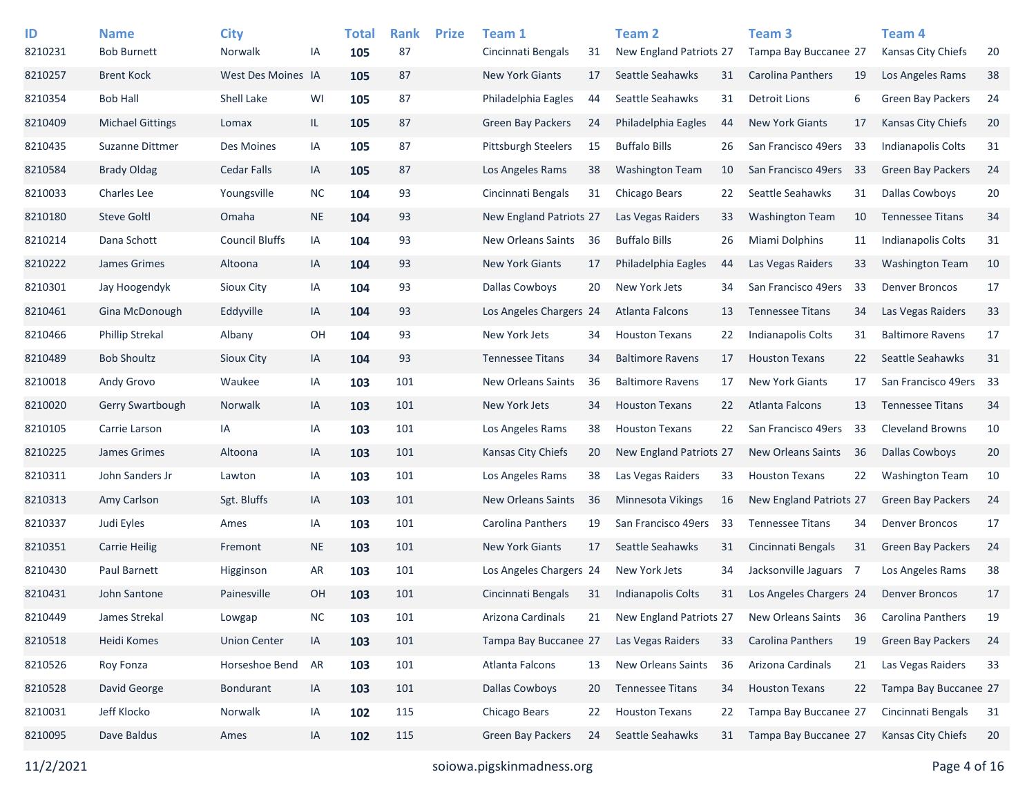| ID | Name | City | | Total | Rank | Prize | Team 1 | | Team 2 | | Team 3 | | Team 4 | |
|---|---|---|---|---|---|---|---|---|---|---|---|---|---|---|
| 8210231 | Bob Burnett | Norwalk | IA | **105** | 87 | | Cincinnati Bengals | 31 | New England Patriots | 27 | Tampa Bay Buccanee | 27 | Kansas City Chiefs | 20 |
| 8210257 | Brent Kock | West Des Moines | IA | **105** | 87 | | New York Giants | 17 | Seattle Seahawks | 31 | Carolina Panthers | 19 | Los Angeles Rams | 38 |
| 8210354 | Bob Hall | Shell Lake | WI | **105** | 87 | | Philadelphia Eagles | 44 | Seattle Seahawks | 31 | Detroit Lions | 6 | Green Bay Packers | 24 |
| 8210409 | Michael Gittings | Lomax | IL | **105** | 87 | | Green Bay Packers | 24 | Philadelphia Eagles | 44 | New York Giants | 17 | Kansas City Chiefs | 20 |
| 8210435 | Suzanne Dittmer | Des Moines | IA | **105** | 87 | | Pittsburgh Steelers | 15 | Buffalo Bills | 26 | San Francisco 49ers | 33 | Indianapolis Colts | 31 |
| 8210584 | Brady Oldag | Cedar Falls | IA | **105** | 87 | | Los Angeles Rams | 38 | Washington Team | 10 | San Francisco 49ers | 33 | Green Bay Packers | 24 |
| 8210033 | Charles Lee | Youngsville | NC | **104** | 93 | | Cincinnati Bengals | 31 | Chicago Bears | 22 | Seattle Seahawks | 31 | Dallas Cowboys | 20 |
| 8210180 | Steve Goltl | Omaha | NE | **104** | 93 | | New England Patriots | 27 | Las Vegas Raiders | 33 | Washington Team | 10 | Tennessee Titans | 34 |
| 8210214 | Dana Schott | Council Bluffs | IA | **104** | 93 | | New Orleans Saints | 36 | Buffalo Bills | 26 | Miami Dolphins | 11 | Indianapolis Colts | 31 |
| 8210222 | James Grimes | Altoona | IA | **104** | 93 | | New York Giants | 17 | Philadelphia Eagles | 44 | Las Vegas Raiders | 33 | Washington Team | 10 |
| 8210301 | Jay Hoogendyk | Sioux City | IA | **104** | 93 | | Dallas Cowboys | 20 | New York Jets | 34 | San Francisco 49ers | 33 | Denver Broncos | 17 |
| 8210461 | Gina McDonough | Eddyville | IA | **104** | 93 | | Los Angeles Chargers | 24 | Atlanta Falcons | 13 | Tennessee Titans | 34 | Las Vegas Raiders | 33 |
| 8210466 | Phillip Strekal | Albany | OH | **104** | 93 | | New York Jets | 34 | Houston Texans | 22 | Indianapolis Colts | 31 | Baltimore Ravens | 17 |
| 8210489 | Bob Shoultz | Sioux City | IA | **104** | 93 | | Tennessee Titans | 34 | Baltimore Ravens | 17 | Houston Texans | 22 | Seattle Seahawks | 31 |
| 8210018 | Andy Grovo | Waukee | IA | **103** | 101 | | New Orleans Saints | 36 | Baltimore Ravens | 17 | New York Giants | 17 | San Francisco 49ers | 33 |
| 8210020 | Gerry Swartbough | Norwalk | IA | **103** | 101 | | New York Jets | 34 | Houston Texans | 22 | Atlanta Falcons | 13 | Tennessee Titans | 34 |
| 8210105 | Carrie Larson | IA | IA | **103** | 101 | | Los Angeles Rams | 38 | Houston Texans | 22 | San Francisco 49ers | 33 | Cleveland Browns | 10 |
| 8210225 | James Grimes | Altoona | IA | **103** | 101 | | Kansas City Chiefs | 20 | New England Patriots | 27 | New Orleans Saints | 36 | Dallas Cowboys | 20 |
| 8210311 | John Sanders Jr | Lawton | IA | **103** | 101 | | Los Angeles Rams | 38 | Las Vegas Raiders | 33 | Houston Texans | 22 | Washington Team | 10 |
| 8210313 | Amy Carlson | Sgt. Bluffs | IA | **103** | 101 | | New Orleans Saints | 36 | Minnesota Vikings | 16 | New England Patriots | 27 | Green Bay Packers | 24 |
| 8210337 | Judi Eyles | Ames | IA | **103** | 101 | | Carolina Panthers | 19 | San Francisco 49ers | 33 | Tennessee Titans | 34 | Denver Broncos | 17 |
| 8210351 | Carrie Heilig | Fremont | NE | **103** | 101 | | New York Giants | 17 | Seattle Seahawks | 31 | Cincinnati Bengals | 31 | Green Bay Packers | 24 |
| 8210430 | Paul Barnett | Higginson | AR | **103** | 101 | | Los Angeles Chargers | 24 | New York Jets | 34 | Jacksonville Jaguars | 7 | Los Angeles Rams | 38 |
| 8210431 | John Santone | Painesville | OH | **103** | 101 | | Cincinnati Bengals | 31 | Indianapolis Colts | 31 | Los Angeles Chargers | 24 | Denver Broncos | 17 |
| 8210449 | James Strekal | Lowgap | NC | **103** | 101 | | Arizona Cardinals | 21 | New England Patriots | 27 | New Orleans Saints | 36 | Carolina Panthers | 19 |
| 8210518 | Heidi Komes | Union Center | IA | **103** | 101 | | Tampa Bay Buccanee | 27 | Las Vegas Raiders | 33 | Carolina Panthers | 19 | Green Bay Packers | 24 |
| 8210526 | Roy Fonza | Horseshoe Bend | AR | **103** | 101 | | Atlanta Falcons | 13 | New Orleans Saints | 36 | Arizona Cardinals | 21 | Las Vegas Raiders | 33 |
| 8210528 | David George | Bondurant | IA | **103** | 101 | | Dallas Cowboys | 20 | Tennessee Titans | 34 | Houston Texans | 22 | Tampa Bay Buccanee | 27 |
| 8210031 | Jeff Klocko | Norwalk | IA | **102** | 115 | | Chicago Bears | 22 | Houston Texans | 22 | Tampa Bay Buccanee | 27 | Cincinnati Bengals | 31 |
| 8210095 | Dave Baldus | Ames | IA | **102** | 115 | | Green Bay Packers | 24 | Seattle Seahawks | 31 | Tampa Bay Buccanee | 27 | Kansas City Chiefs | 20 |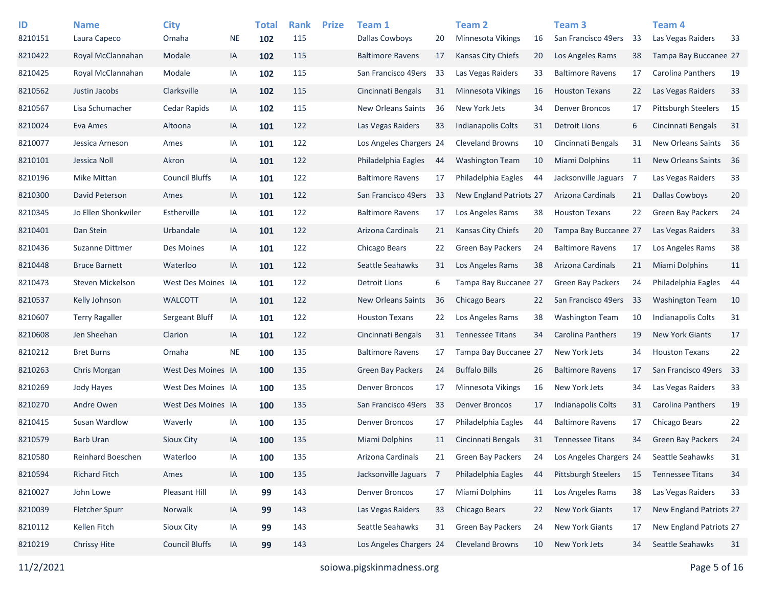| ID | Name | City | | Total | Rank | Prize | Team 1 | | Team 2 | | Team 3 | | Team 4 | |
|---|---|---|---|---|---|---|---|---|---|---|---|---|---|---|
| 8210151 | Laura Capeco | Omaha | NE | **102** | 115 | | Dallas Cowboys | 20 | Minnesota Vikings | 16 | San Francisco 49ers | 33 | Las Vegas Raiders | 33 |
| 8210422 | Royal McClannahan | Modale | IA | **102** | 115 | | Baltimore Ravens | 17 | Kansas City Chiefs | 20 | Los Angeles Rams | 38 | Tampa Bay Buccanee | 27 |
| 8210425 | Royal McClannahan | Modale | IA | **102** | 115 | | San Francisco 49ers | 33 | Las Vegas Raiders | 33 | Baltimore Ravens | 17 | Carolina Panthers | 19 |
| 8210562 | Justin Jacobs | Clarksville | IA | **102** | 115 | | Cincinnati Bengals | 31 | Minnesota Vikings | 16 | Houston Texans | 22 | Las Vegas Raiders | 33 |
| 8210567 | Lisa Schumacher | Cedar Rapids | IA | **102** | 115 | | New Orleans Saints | 36 | New York Jets | 34 | Denver Broncos | 17 | Pittsburgh Steelers | 15 |
| 8210024 | Eva Ames | Altoona | IA | **101** | 122 | | Las Vegas Raiders | 33 | Indianapolis Colts | 31 | Detroit Lions | 6 | Cincinnati Bengals | 31 |
| 8210077 | Jessica Arneson | Ames | IA | **101** | 122 | | Los Angeles Chargers | 24 | Cleveland Browns | 10 | Cincinnati Bengals | 31 | New Orleans Saints | 36 |
| 8210101 | Jessica Noll | Akron | IA | **101** | 122 | | Philadelphia Eagles | 44 | Washington Team | 10 | Miami Dolphins | 11 | New Orleans Saints | 36 |
| 8210196 | Mike Mittan | Council Bluffs | IA | **101** | 122 | | Baltimore Ravens | 17 | Philadelphia Eagles | 44 | Jacksonville Jaguars | 7 | Las Vegas Raiders | 33 |
| 8210300 | David Peterson | Ames | IA | **101** | 122 | | San Francisco 49ers | 33 | New England Patriots | 27 | Arizona Cardinals | 21 | Dallas Cowboys | 20 |
| 8210345 | Jo Ellen Shonkwiler | Estherville | IA | **101** | 122 | | Baltimore Ravens | 17 | Los Angeles Rams | 38 | Houston Texans | 22 | Green Bay Packers | 24 |
| 8210401 | Dan Stein | Urbandale | IA | **101** | 122 | | Arizona Cardinals | 21 | Kansas City Chiefs | 20 | Tampa Bay Buccanee | 27 | Las Vegas Raiders | 33 |
| 8210436 | Suzanne Dittmer | Des Moines | IA | **101** | 122 | | Chicago Bears | 22 | Green Bay Packers | 24 | Baltimore Ravens | 17 | Los Angeles Rams | 38 |
| 8210448 | Bruce Barnett | Waterloo | IA | **101** | 122 | | Seattle Seahawks | 31 | Los Angeles Rams | 38 | Arizona Cardinals | 21 | Miami Dolphins | 11 |
| 8210473 | Steven Mickelson | West Des Moines | IA | **101** | 122 | | Detroit Lions | 6 | Tampa Bay Buccanee | 27 | Green Bay Packers | 24 | Philadelphia Eagles | 44 |
| 8210537 | Kelly Johnson | WALCOTT | IA | **101** | 122 | | New Orleans Saints | 36 | Chicago Bears | 22 | San Francisco 49ers | 33 | Washington Team | 10 |
| 8210607 | Terry Ragaller | Sergeant Bluff | IA | **101** | 122 | | Houston Texans | 22 | Los Angeles Rams | 38 | Washington Team | 10 | Indianapolis Colts | 31 |
| 8210608 | Jen Sheehan | Clarion | IA | **101** | 122 | | Cincinnati Bengals | 31 | Tennessee Titans | 34 | Carolina Panthers | 19 | New York Giants | 17 |
| 8210212 | Bret Burns | Omaha | NE | **100** | 135 | | Baltimore Ravens | 17 | Tampa Bay Buccanee | 27 | New York Jets | 34 | Houston Texans | 22 |
| 8210263 | Chris Morgan | West Des Moines | IA | **100** | 135 | | Green Bay Packers | 24 | Buffalo Bills | 26 | Baltimore Ravens | 17 | San Francisco 49ers | 33 |
| 8210269 | Jody Hayes | West Des Moines | IA | **100** | 135 | | Denver Broncos | 17 | Minnesota Vikings | 16 | New York Jets | 34 | Las Vegas Raiders | 33 |
| 8210270 | Andre Owen | West Des Moines | IA | **100** | 135 | | San Francisco 49ers | 33 | Denver Broncos | 17 | Indianapolis Colts | 31 | Carolina Panthers | 19 |
| 8210415 | Susan Wardlow | Waverly | IA | **100** | 135 | | Denver Broncos | 17 | Philadelphia Eagles | 44 | Baltimore Ravens | 17 | Chicago Bears | 22 |
| 8210579 | Barb Uran | Sioux City | IA | **100** | 135 | | Miami Dolphins | 11 | Cincinnati Bengals | 31 | Tennessee Titans | 34 | Green Bay Packers | 24 |
| 8210580 | Reinhard Boeschen | Waterloo | IA | **100** | 135 | | Arizona Cardinals | 21 | Green Bay Packers | 24 | Los Angeles Chargers | 24 | Seattle Seahawks | 31 |
| 8210594 | Richard Fitch | Ames | IA | **100** | 135 | | Jacksonville Jaguars | 7 | Philadelphia Eagles | 44 | Pittsburgh Steelers | 15 | Tennessee Titans | 34 |
| 8210027 | John Lowe | Pleasant Hill | IA | **99** | 143 | | Denver Broncos | 17 | Miami Dolphins | 11 | Los Angeles Rams | 38 | Las Vegas Raiders | 33 |
| 8210039 | Fletcher Spurr | Norwalk | IA | **99** | 143 | | Las Vegas Raiders | 33 | Chicago Bears | 22 | New York Giants | 17 | New England Patriots | 27 |
| 8210112 | Kellen Fitch | Sioux City | IA | **99** | 143 | | Seattle Seahawks | 31 | Green Bay Packers | 24 | New York Giants | 17 | New England Patriots | 27 |
| 8210219 | Chrissy Hite | Council Bluffs | IA | **99** | 143 | | Los Angeles Chargers | 24 | Cleveland Browns | 10 | New York Jets | 34 | Seattle Seahawks | 31 |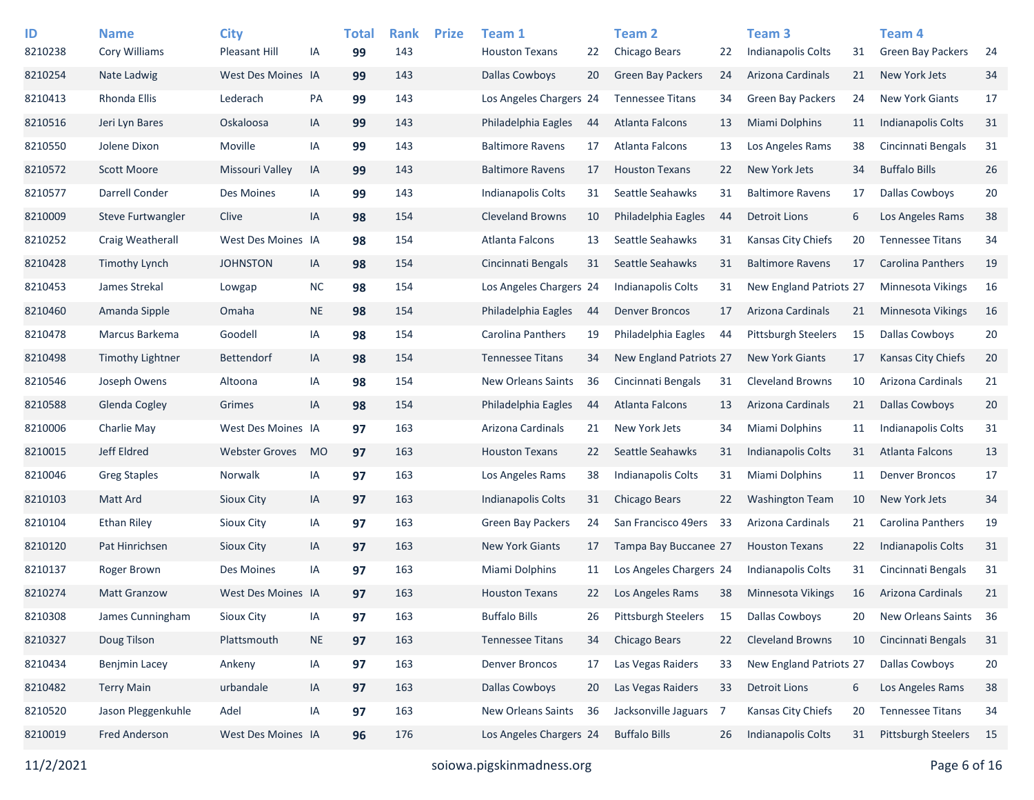| ID | Name | City | | Total | Rank | Prize | Team 1 | | Team 2 | | Team 3 | | Team 4 | |
|---|---|---|---|---|---|---|---|---|---|---|---|---|---|---|
| 8210238 | Cory Williams | Pleasant Hill | IA | **99** | 143 | | Houston Texans | 22 | Chicago Bears | 22 | Indianapolis Colts | 31 | Green Bay Packers | 24 |
| 8210254 | Nate Ladwig | West Des Moines | IA | **99** | 143 | | Dallas Cowboys | 20 | Green Bay Packers | 24 | Arizona Cardinals | 21 | New York Jets | 34 |
| 8210413 | Rhonda Ellis | Lederach | PA | **99** | 143 | | Los Angeles Chargers | 24 | Tennessee Titans | 34 | Green Bay Packers | 24 | New York Giants | 17 |
| 8210516 | Jeri Lyn Bares | Oskaloosa | IA | **99** | 143 | | Philadelphia Eagles | 44 | Atlanta Falcons | 13 | Miami Dolphins | 11 | Indianapolis Colts | 31 |
| 8210550 | Jolene Dixon | Moville | IA | **99** | 143 | | Baltimore Ravens | 17 | Atlanta Falcons | 13 | Los Angeles Rams | 38 | Cincinnati Bengals | 31 |
| 8210572 | Scott Moore | Missouri Valley | IA | **99** | 143 | | Baltimore Ravens | 17 | Houston Texans | 22 | New York Jets | 34 | Buffalo Bills | 26 |
| 8210577 | Darrell Conder | Des Moines | IA | **99** | 143 | | Indianapolis Colts | 31 | Seattle Seahawks | 31 | Baltimore Ravens | 17 | Dallas Cowboys | 20 |
| 8210009 | Steve Furtwangler | Clive | IA | **98** | 154 | | Cleveland Browns | 10 | Philadelphia Eagles | 44 | Detroit Lions | 6 | Los Angeles Rams | 38 |
| 8210252 | Craig Weatherall | West Des Moines | IA | **98** | 154 | | Atlanta Falcons | 13 | Seattle Seahawks | 31 | Kansas City Chiefs | 20 | Tennessee Titans | 34 |
| 8210428 | Timothy Lynch | JOHNSTON | IA | **98** | 154 | | Cincinnati Bengals | 31 | Seattle Seahawks | 31 | Baltimore Ravens | 17 | Carolina Panthers | 19 |
| 8210453 | James Strekal | Lowgap | NC | **98** | 154 | | Los Angeles Chargers | 24 | Indianapolis Colts | 31 | New England Patriots | 27 | Minnesota Vikings | 16 |
| 8210460 | Amanda Sipple | Omaha | NE | **98** | 154 | | Philadelphia Eagles | 44 | Denver Broncos | 17 | Arizona Cardinals | 21 | Minnesota Vikings | 16 |
| 8210478 | Marcus Barkema | Goodell | IA | **98** | 154 | | Carolina Panthers | 19 | Philadelphia Eagles | 44 | Pittsburgh Steelers | 15 | Dallas Cowboys | 20 |
| 8210498 | Timothy Lightner | Bettendorf | IA | **98** | 154 | | Tennessee Titans | 34 | New England Patriots | 27 | New York Giants | 17 | Kansas City Chiefs | 20 |
| 8210546 | Joseph Owens | Altoona | IA | **98** | 154 | | New Orleans Saints | 36 | Cincinnati Bengals | 31 | Cleveland Browns | 10 | Arizona Cardinals | 21 |
| 8210588 | Glenda Cogley | Grimes | IA | **98** | 154 | | Philadelphia Eagles | 44 | Atlanta Falcons | 13 | Arizona Cardinals | 21 | Dallas Cowboys | 20 |
| 8210006 | Charlie May | West Des Moines | IA | **97** | 163 | | Arizona Cardinals | 21 | New York Jets | 34 | Miami Dolphins | 11 | Indianapolis Colts | 31 |
| 8210015 | Jeff Eldred | Webster Groves | MO | **97** | 163 | | Houston Texans | 22 | Seattle Seahawks | 31 | Indianapolis Colts | 31 | Atlanta Falcons | 13 |
| 8210046 | Greg Staples | Norwalk | IA | **97** | 163 | | Los Angeles Rams | 38 | Indianapolis Colts | 31 | Miami Dolphins | 11 | Denver Broncos | 17 |
| 8210103 | Matt Ard | Sioux City | IA | **97** | 163 | | Indianapolis Colts | 31 | Chicago Bears | 22 | Washington Team | 10 | New York Jets | 34 |
| 8210104 | Ethan Riley | Sioux City | IA | **97** | 163 | | Green Bay Packers | 24 | San Francisco 49ers | 33 | Arizona Cardinals | 21 | Carolina Panthers | 19 |
| 8210120 | Pat Hinrichsen | Sioux City | IA | **97** | 163 | | New York Giants | 17 | Tampa Bay Buccanee | 27 | Houston Texans | 22 | Indianapolis Colts | 31 |
| 8210137 | Roger Brown | Des Moines | IA | **97** | 163 | | Miami Dolphins | 11 | Los Angeles Chargers | 24 | Indianapolis Colts | 31 | Cincinnati Bengals | 31 |
| 8210274 | Matt Granzow | West Des Moines | IA | **97** | 163 | | Houston Texans | 22 | Los Angeles Rams | 38 | Minnesota Vikings | 16 | Arizona Cardinals | 21 |
| 8210308 | James Cunningham | Sioux City | IA | **97** | 163 | | Buffalo Bills | 26 | Pittsburgh Steelers | 15 | Dallas Cowboys | 20 | New Orleans Saints | 36 |
| 8210327 | Doug Tilson | Plattsmouth | NE | **97** | 163 | | Tennessee Titans | 34 | Chicago Bears | 22 | Cleveland Browns | 10 | Cincinnati Bengals | 31 |
| 8210434 | Benjmin Lacey | Ankeny | IA | **97** | 163 | | Denver Broncos | 17 | Las Vegas Raiders | 33 | New England Patriots | 27 | Dallas Cowboys | 20 |
| 8210482 | Terry Main | urbandale | IA | **97** | 163 | | Dallas Cowboys | 20 | Las Vegas Raiders | 33 | Detroit Lions | 6 | Los Angeles Rams | 38 |
| 8210520 | Jason Pleggenkuhle | Adel | IA | **97** | 163 | | New Orleans Saints | 36 | Jacksonville Jaguars | 7 | Kansas City Chiefs | 20 | Tennessee Titans | 34 |
| 8210019 | Fred Anderson | West Des Moines | IA | **96** | 176 | | Los Angeles Chargers | 24 | Buffalo Bills | 26 | Indianapolis Colts | 31 | Pittsburgh Steelers | 15 |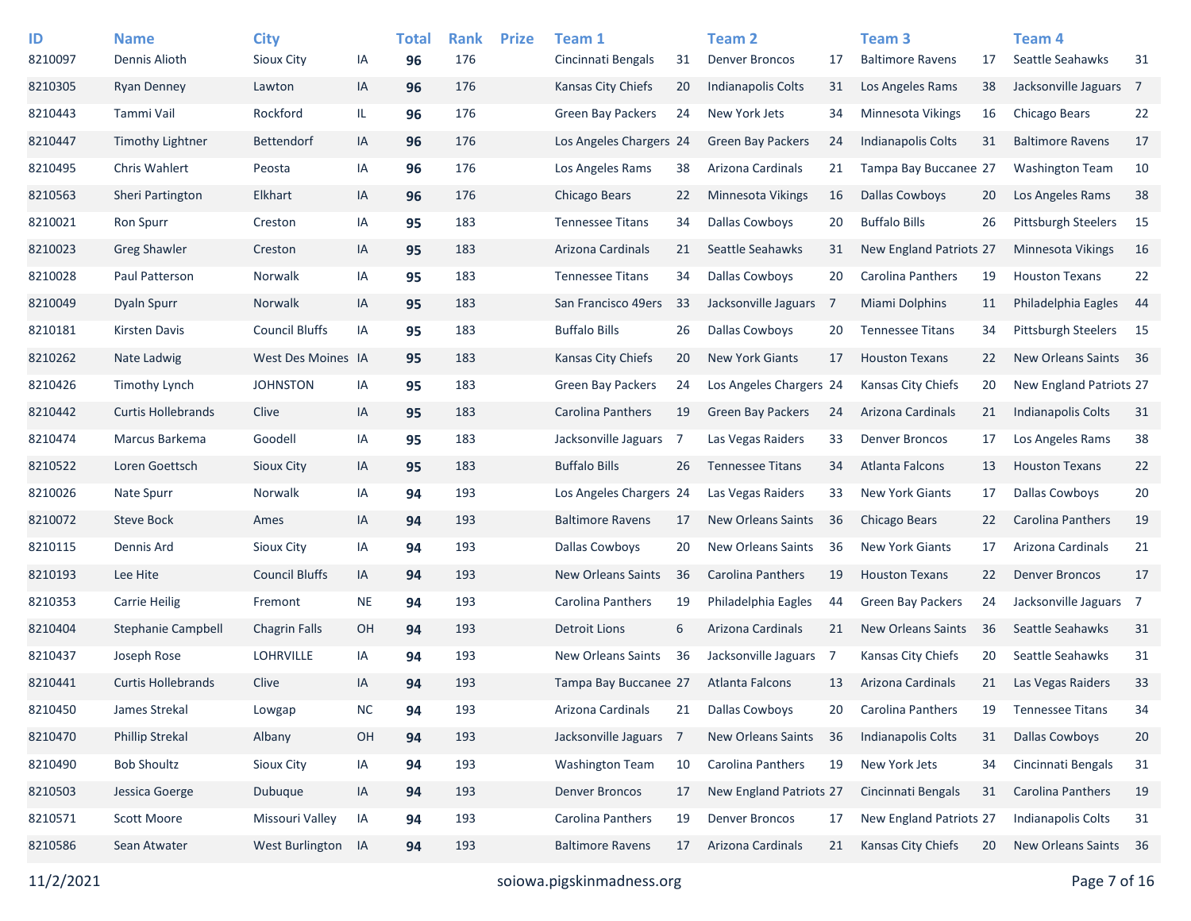| ID | Name | City | | Total | Rank | Prize | Team 1 | | Team 2 | | Team 3 | | Team 4 | |
|---|---|---|---|---|---|---|---|---|---|---|---|---|---|---|
| 8210097 | Dennis Alioth | Sioux City | IA | **96** | 176 | | Cincinnati Bengals | 31 | Denver Broncos | 17 | Baltimore Ravens | 17 | Seattle Seahawks | 31 |
| 8210305 | Ryan Denney | Lawton | IA | **96** | 176 | | Kansas City Chiefs | 20 | Indianapolis Colts | 31 | Los Angeles Rams | 38 | Jacksonville Jaguars | 7 |
| 8210443 | Tammi Vail | Rockford | IL | **96** | 176 | | Green Bay Packers | 24 | New York Jets | 34 | Minnesota Vikings | 16 | Chicago Bears | 22 |
| 8210447 | Timothy Lightner | Bettendorf | IA | **96** | 176 | | Los Angeles Chargers | 24 | Green Bay Packers | 24 | Indianapolis Colts | 31 | Baltimore Ravens | 17 |
| 8210495 | Chris Wahlert | Peosta | IA | **96** | 176 | | Los Angeles Rams | 38 | Arizona Cardinals | 21 | Tampa Bay Buccanee | 27 | Washington Team | 10 |
| 8210563 | Sheri Partington | Elkhart | IA | **96** | 176 | | Chicago Bears | 22 | Minnesota Vikings | 16 | Dallas Cowboys | 20 | Los Angeles Rams | 38 |
| 8210021 | Ron Spurr | Creston | IA | **95** | 183 | | Tennessee Titans | 34 | Dallas Cowboys | 20 | Buffalo Bills | 26 | Pittsburgh Steelers | 15 |
| 8210023 | Greg Shawler | Creston | IA | **95** | 183 | | Arizona Cardinals | 21 | Seattle Seahawks | 31 | New England Patriots | 27 | Minnesota Vikings | 16 |
| 8210028 | Paul Patterson | Norwalk | IA | **95** | 183 | | Tennessee Titans | 34 | Dallas Cowboys | 20 | Carolina Panthers | 19 | Houston Texans | 22 |
| 8210049 | Dyaln Spurr | Norwalk | IA | **95** | 183 | | San Francisco 49ers | 33 | Jacksonville Jaguars | 7 | Miami Dolphins | 11 | Philadelphia Eagles | 44 |
| 8210181 | Kirsten Davis | Council Bluffs | IA | **95** | 183 | | Buffalo Bills | 26 | Dallas Cowboys | 20 | Tennessee Titans | 34 | Pittsburgh Steelers | 15 |
| 8210262 | Nate Ladwig | West Des Moines | IA | **95** | 183 | | Kansas City Chiefs | 20 | New York Giants | 17 | Houston Texans | 22 | New Orleans Saints | 36 |
| 8210426 | Timothy Lynch | JOHNSTON | IA | **95** | 183 | | Green Bay Packers | 24 | Los Angeles Chargers | 24 | Kansas City Chiefs | 20 | New England Patriots | 27 |
| 8210442 | Curtis Hollebrands | Clive | IA | **95** | 183 | | Carolina Panthers | 19 | Green Bay Packers | 24 | Arizona Cardinals | 21 | Indianapolis Colts | 31 |
| 8210474 | Marcus Barkema | Goodell | IA | **95** | 183 | | Jacksonville Jaguars | 7 | Las Vegas Raiders | 33 | Denver Broncos | 17 | Los Angeles Rams | 38 |
| 8210522 | Loren Goettsch | Sioux City | IA | **95** | 183 | | Buffalo Bills | 26 | Tennessee Titans | 34 | Atlanta Falcons | 13 | Houston Texans | 22 |
| 8210026 | Nate Spurr | Norwalk | IA | **94** | 193 | | Los Angeles Chargers | 24 | Las Vegas Raiders | 33 | New York Giants | 17 | Dallas Cowboys | 20 |
| 8210072 | Steve Bock | Ames | IA | **94** | 193 | | Baltimore Ravens | 17 | New Orleans Saints | 36 | Chicago Bears | 22 | Carolina Panthers | 19 |
| 8210115 | Dennis Ard | Sioux City | IA | **94** | 193 | | Dallas Cowboys | 20 | New Orleans Saints | 36 | New York Giants | 17 | Arizona Cardinals | 21 |
| 8210193 | Lee Hite | Council Bluffs | IA | **94** | 193 | | New Orleans Saints | 36 | Carolina Panthers | 19 | Houston Texans | 22 | Denver Broncos | 17 |
| 8210353 | Carrie Heilig | Fremont | NE | **94** | 193 | | Carolina Panthers | 19 | Philadelphia Eagles | 44 | Green Bay Packers | 24 | Jacksonville Jaguars | 7 |
| 8210404 | Stephanie Campbell | Chagrin Falls | OH | **94** | 193 | | Detroit Lions | 6 | Arizona Cardinals | 21 | New Orleans Saints | 36 | Seattle Seahawks | 31 |
| 8210437 | Joseph Rose | LOHRVILLE | IA | **94** | 193 | | New Orleans Saints | 36 | Jacksonville Jaguars | 7 | Kansas City Chiefs | 20 | Seattle Seahawks | 31 |
| 8210441 | Curtis Hollebrands | Clive | IA | **94** | 193 | | Tampa Bay Buccanee | 27 | Atlanta Falcons | 13 | Arizona Cardinals | 21 | Las Vegas Raiders | 33 |
| 8210450 | James Strekal | Lowgap | NC | **94** | 193 | | Arizona Cardinals | 21 | Dallas Cowboys | 20 | Carolina Panthers | 19 | Tennessee Titans | 34 |
| 8210470 | Phillip Strekal | Albany | OH | **94** | 193 | | Jacksonville Jaguars | 7 | New Orleans Saints | 36 | Indianapolis Colts | 31 | Dallas Cowboys | 20 |
| 8210490 | Bob Shoultz | Sioux City | IA | **94** | 193 | | Washington Team | 10 | Carolina Panthers | 19 | New York Jets | 34 | Cincinnati Bengals | 31 |
| 8210503 | Jessica Goerge | Dubuque | IA | **94** | 193 | | Denver Broncos | 17 | New England Patriots | 27 | Cincinnati Bengals | 31 | Carolina Panthers | 19 |
| 8210571 | Scott Moore | Missouri Valley | IA | **94** | 193 | | Carolina Panthers | 19 | Denver Broncos | 17 | New England Patriots | 27 | Indianapolis Colts | 31 |
| 8210586 | Sean Atwater | West Burlington | IA | **94** | 193 | | Baltimore Ravens | 17 | Arizona Cardinals | 21 | Kansas City Chiefs | 20 | New Orleans Saints | 36 |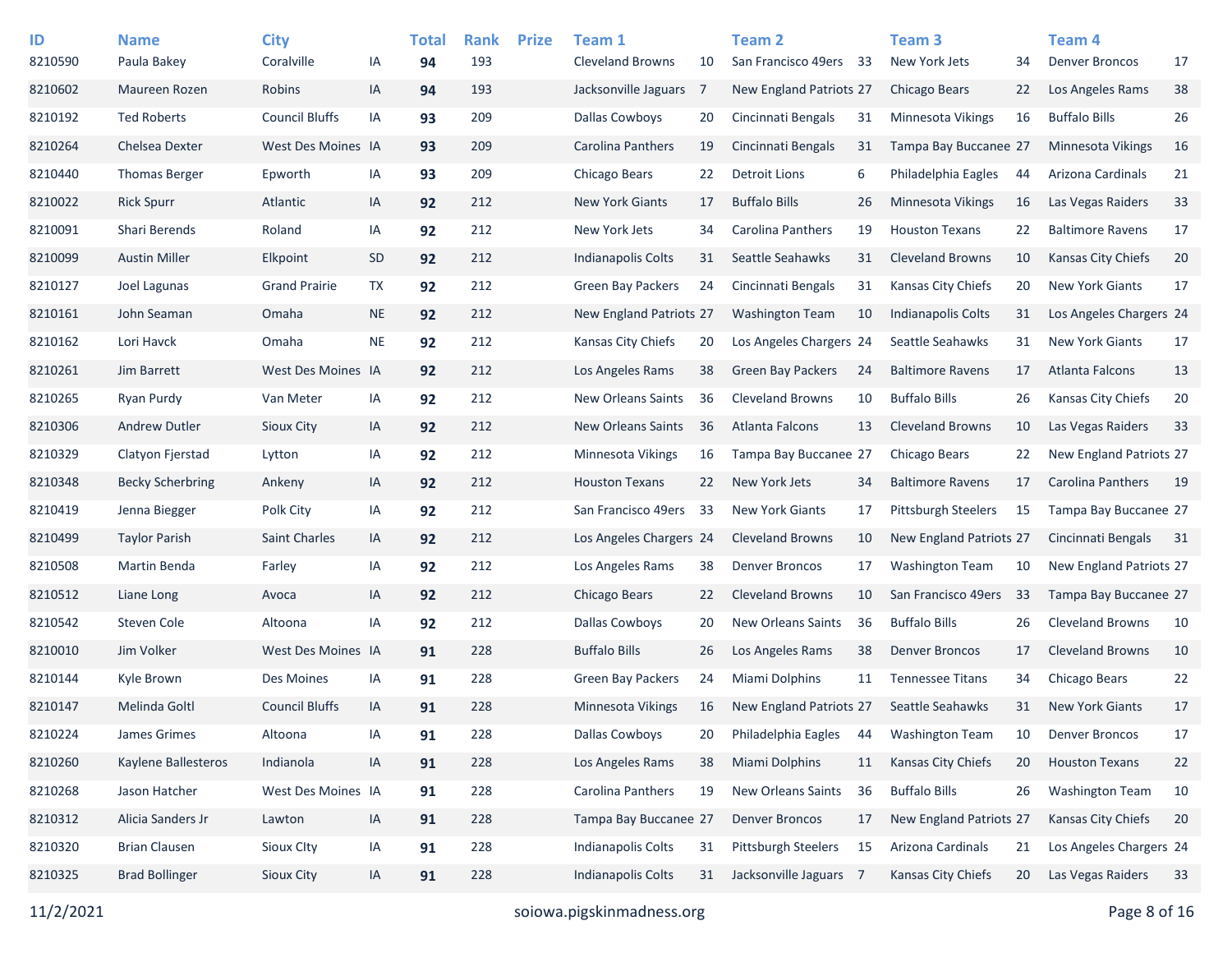| ID | Name | City | | Total | Rank | Prize | Team 1 | | Team 2 | | Team 3 | | Team 4 | |
|---|---|---|---|---|---|---|---|---|---|---|---|---|---|---|
| 8210590 | Paula Bakey | Coralville | IA | **94** | 193 | | Cleveland Browns | 10 | San Francisco 49ers | 33 | New York Jets | 34 | Denver Broncos | 17 |
| 8210602 | Maureen Rozen | Robins | IA | **94** | 193 | | Jacksonville Jaguars | 7 | New England Patriots | 27 | Chicago Bears | 22 | Los Angeles Rams | 38 |
| 8210192 | Ted Roberts | Council Bluffs | IA | **93** | 209 | | Dallas Cowboys | 20 | Cincinnati Bengals | 31 | Minnesota Vikings | 16 | Buffalo Bills | 26 |
| 8210264 | Chelsea Dexter | West Des Moines | IA | **93** | 209 | | Carolina Panthers | 19 | Cincinnati Bengals | 31 | Tampa Bay Buccanee | 27 | Minnesota Vikings | 16 |
| 8210440 | Thomas Berger | Epworth | IA | **93** | 209 | | Chicago Bears | 22 | Detroit Lions | 6 | Philadelphia Eagles | 44 | Arizona Cardinals | 21 |
| 8210022 | Rick Spurr | Atlantic | IA | **92** | 212 | | New York Giants | 17 | Buffalo Bills | 26 | Minnesota Vikings | 16 | Las Vegas Raiders | 33 |
| 8210091 | Shari Berends | Roland | IA | **92** | 212 | | New York Jets | 34 | Carolina Panthers | 19 | Houston Texans | 22 | Baltimore Ravens | 17 |
| 8210099 | Austin Miller | Elkpoint | SD | **92** | 212 | | Indianapolis Colts | 31 | Seattle Seahawks | 31 | Cleveland Browns | 10 | Kansas City Chiefs | 20 |
| 8210127 | Joel Lagunas | Grand Prairie | TX | **92** | 212 | | Green Bay Packers | 24 | Cincinnati Bengals | 31 | Kansas City Chiefs | 20 | New York Giants | 17 |
| 8210161 | John Seaman | Omaha | NE | **92** | 212 | | New England Patriots | 27 | Washington Team | 10 | Indianapolis Colts | 31 | Los Angeles Chargers | 24 |
| 8210162 | Lori Havck | Omaha | NE | **92** | 212 | | Kansas City Chiefs | 20 | Los Angeles Chargers | 24 | Seattle Seahawks | 31 | New York Giants | 17 |
| 8210261 | Jim Barrett | West Des Moines | IA | **92** | 212 | | Los Angeles Rams | 38 | Green Bay Packers | 24 | Baltimore Ravens | 17 | Atlanta Falcons | 13 |
| 8210265 | Ryan Purdy | Van Meter | IA | **92** | 212 | | New Orleans Saints | 36 | Cleveland Browns | 10 | Buffalo Bills | 26 | Kansas City Chiefs | 20 |
| 8210306 | Andrew Dutler | Sioux City | IA | **92** | 212 | | New Orleans Saints | 36 | Atlanta Falcons | 13 | Cleveland Browns | 10 | Las Vegas Raiders | 33 |
| 8210329 | Clatyon Fjerstad | Lytton | IA | **92** | 212 | | Minnesota Vikings | 16 | Tampa Bay Buccanee | 27 | Chicago Bears | 22 | New England Patriots | 27 |
| 8210348 | Becky Scherbring | Ankeny | IA | **92** | 212 | | Houston Texans | 22 | New York Jets | 34 | Baltimore Ravens | 17 | Carolina Panthers | 19 |
| 8210419 | Jenna Biegger | Polk City | IA | **92** | 212 | | San Francisco 49ers | 33 | New York Giants | 17 | Pittsburgh Steelers | 15 | Tampa Bay Buccanee | 27 |
| 8210499 | Taylor Parish | Saint Charles | IA | **92** | 212 | | Los Angeles Chargers | 24 | Cleveland Browns | 10 | New England Patriots | 27 | Cincinnati Bengals | 31 |
| 8210508 | Martin Benda | Farley | IA | **92** | 212 | | Los Angeles Rams | 38 | Denver Broncos | 17 | Washington Team | 10 | New England Patriots | 27 |
| 8210512 | Liane Long | Avoca | IA | **92** | 212 | | Chicago Bears | 22 | Cleveland Browns | 10 | San Francisco 49ers | 33 | Tampa Bay Buccanee | 27 |
| 8210542 | Steven Cole | Altoona | IA | **92** | 212 | | Dallas Cowboys | 20 | New Orleans Saints | 36 | Buffalo Bills | 26 | Cleveland Browns | 10 |
| 8210010 | Jim Volker | West Des Moines | IA | **91** | 228 | | Buffalo Bills | 26 | Los Angeles Rams | 38 | Denver Broncos | 17 | Cleveland Browns | 10 |
| 8210144 | Kyle Brown | Des Moines | IA | **91** | 228 | | Green Bay Packers | 24 | Miami Dolphins | 11 | Tennessee Titans | 34 | Chicago Bears | 22 |
| 8210147 | Melinda Goltl | Council Bluffs | IA | **91** | 228 | | Minnesota Vikings | 16 | New England Patriots | 27 | Seattle Seahawks | 31 | New York Giants | 17 |
| 8210224 | James Grimes | Altoona | IA | **91** | 228 | | Dallas Cowboys | 20 | Philadelphia Eagles | 44 | Washington Team | 10 | Denver Broncos | 17 |
| 8210260 | Kaylene Ballesteros | Indianola | IA | **91** | 228 | | Los Angeles Rams | 38 | Miami Dolphins | 11 | Kansas City Chiefs | 20 | Houston Texans | 22 |
| 8210268 | Jason Hatcher | West Des Moines | IA | **91** | 228 | | Carolina Panthers | 19 | New Orleans Saints | 36 | Buffalo Bills | 26 | Washington Team | 10 |
| 8210312 | Alicia Sanders Jr | Lawton | IA | **91** | 228 | | Tampa Bay Buccanee | 27 | Denver Broncos | 17 | New England Patriots | 27 | Kansas City Chiefs | 20 |
| 8210320 | Brian Clausen | Sioux CIty | IA | **91** | 228 | | Indianapolis Colts | 31 | Pittsburgh Steelers | 15 | Arizona Cardinals | 21 | Los Angeles Chargers | 24 |
| 8210325 | Brad Bollinger | Sioux City | IA | **91** | 228 | | Indianapolis Colts | 31 | Jacksonville Jaguars | 7 | Kansas City Chiefs | 20 | Las Vegas Raiders | 33 |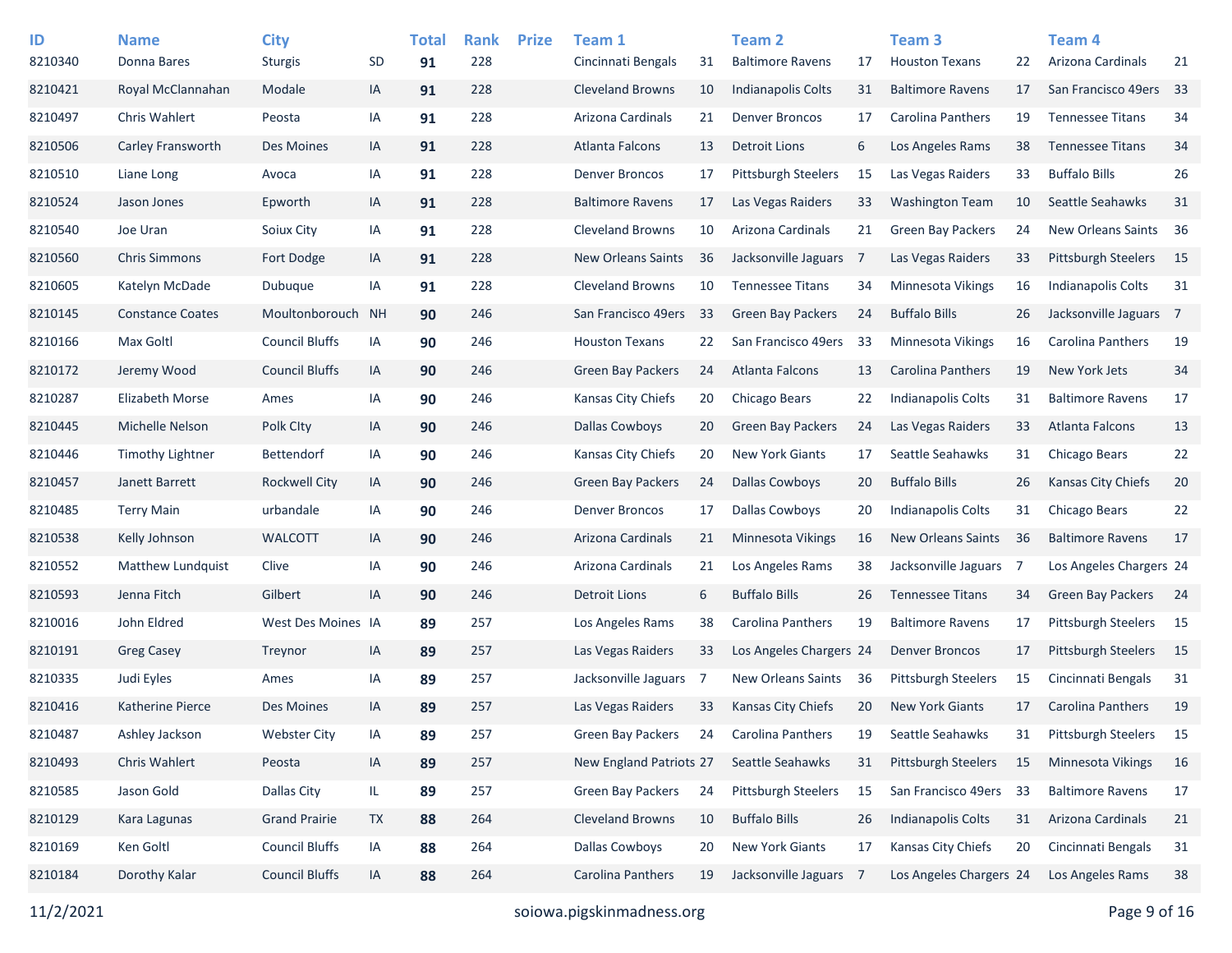| ID | Name | City | | Total | Rank | Prize | Team 1 | | Team 2 | | Team 3 | | Team 4 | |
|---|---|---|---|---|---|---|---|---|---|---|---|---|---|---|
| 8210340 | Donna Bares | Sturgis | SD | **91** | 228 | | Cincinnati Bengals | 31 | Baltimore Ravens | 17 | Houston Texans | 22 | Arizona Cardinals | 21 |
| 8210421 | Royal McClannahan | Modale | IA | **91** | 228 | | Cleveland Browns | 10 | Indianapolis Colts | 31 | Baltimore Ravens | 17 | San Francisco 49ers | 33 |
| 8210497 | Chris Wahlert | Peosta | IA | **91** | 228 | | Arizona Cardinals | 21 | Denver Broncos | 17 | Carolina Panthers | 19 | Tennessee Titans | 34 |
| 8210506 | Carley Fransworth | Des Moines | IA | **91** | 228 | | Atlanta Falcons | 13 | Detroit Lions | 6 | Los Angeles Rams | 38 | Tennessee Titans | 34 |
| 8210510 | Liane Long | Avoca | IA | **91** | 228 | | Denver Broncos | 17 | Pittsburgh Steelers | 15 | Las Vegas Raiders | 33 | Buffalo Bills | 26 |
| 8210524 | Jason Jones | Epworth | IA | **91** | 228 | | Baltimore Ravens | 17 | Las Vegas Raiders | 33 | Washington Team | 10 | Seattle Seahawks | 31 |
| 8210540 | Joe Uran | Soiux City | IA | **91** | 228 | | Cleveland Browns | 10 | Arizona Cardinals | 21 | Green Bay Packers | 24 | New Orleans Saints | 36 |
| 8210560 | Chris Simmons | Fort Dodge | IA | **91** | 228 | | New Orleans Saints | 36 | Jacksonville Jaguars | 7 | Las Vegas Raiders | 33 | Pittsburgh Steelers | 15 |
| 8210605 | Katelyn McDade | Dubuque | IA | **91** | 228 | | Cleveland Browns | 10 | Tennessee Titans | 34 | Minnesota Vikings | 16 | Indianapolis Colts | 31 |
| 8210145 | Constance Coates | Moultonborouch | NH | **90** | 246 | | San Francisco 49ers | 33 | Green Bay Packers | 24 | Buffalo Bills | 26 | Jacksonville Jaguars | 7 |
| 8210166 | Max Goltl | Council Bluffs | IA | **90** | 246 | | Houston Texans | 22 | San Francisco 49ers | 33 | Minnesota Vikings | 16 | Carolina Panthers | 19 |
| 8210172 | Jeremy Wood | Council Bluffs | IA | **90** | 246 | | Green Bay Packers | 24 | Atlanta Falcons | 13 | Carolina Panthers | 19 | New York Jets | 34 |
| 8210287 | Elizabeth Morse | Ames | IA | **90** | 246 | | Kansas City Chiefs | 20 | Chicago Bears | 22 | Indianapolis Colts | 31 | Baltimore Ravens | 17 |
| 8210445 | Michelle Nelson | Polk CIty | IA | **90** | 246 | | Dallas Cowboys | 20 | Green Bay Packers | 24 | Las Vegas Raiders | 33 | Atlanta Falcons | 13 |
| 8210446 | Timothy Lightner | Bettendorf | IA | **90** | 246 | | Kansas City Chiefs | 20 | New York Giants | 17 | Seattle Seahawks | 31 | Chicago Bears | 22 |
| 8210457 | Janett Barrett | Rockwell City | IA | **90** | 246 | | Green Bay Packers | 24 | Dallas Cowboys | 20 | Buffalo Bills | 26 | Kansas City Chiefs | 20 |
| 8210485 | Terry Main | urbandale | IA | **90** | 246 | | Denver Broncos | 17 | Dallas Cowboys | 20 | Indianapolis Colts | 31 | Chicago Bears | 22 |
| 8210538 | Kelly Johnson | WALCOTT | IA | **90** | 246 | | Arizona Cardinals | 21 | Minnesota Vikings | 16 | New Orleans Saints | 36 | Baltimore Ravens | 17 |
| 8210552 | Matthew Lundquist | Clive | IA | **90** | 246 | | Arizona Cardinals | 21 | Los Angeles Rams | 38 | Jacksonville Jaguars | 7 | Los Angeles Chargers | 24 |
| 8210593 | Jenna Fitch | Gilbert | IA | **90** | 246 | | Detroit Lions | 6 | Buffalo Bills | 26 | Tennessee Titans | 34 | Green Bay Packers | 24 |
| 8210016 | John Eldred | West Des Moines | IA | **89** | 257 | | Los Angeles Rams | 38 | Carolina Panthers | 19 | Baltimore Ravens | 17 | Pittsburgh Steelers | 15 |
| 8210191 | Greg Casey | Treynor | IA | **89** | 257 | | Las Vegas Raiders | 33 | Los Angeles Chargers | 24 | Denver Broncos | 17 | Pittsburgh Steelers | 15 |
| 8210335 | Judi Eyles | Ames | IA | **89** | 257 | | Jacksonville Jaguars | 7 | New Orleans Saints | 36 | Pittsburgh Steelers | 15 | Cincinnati Bengals | 31 |
| 8210416 | Katherine Pierce | Des Moines | IA | **89** | 257 | | Las Vegas Raiders | 33 | Kansas City Chiefs | 20 | New York Giants | 17 | Carolina Panthers | 19 |
| 8210487 | Ashley Jackson | Webster City | IA | **89** | 257 | | Green Bay Packers | 24 | Carolina Panthers | 19 | Seattle Seahawks | 31 | Pittsburgh Steelers | 15 |
| 8210493 | Chris Wahlert | Peosta | IA | **89** | 257 | | New England Patriots | 27 | Seattle Seahawks | 31 | Pittsburgh Steelers | 15 | Minnesota Vikings | 16 |
| 8210585 | Jason Gold | Dallas City | IL | **89** | 257 | | Green Bay Packers | 24 | Pittsburgh Steelers | 15 | San Francisco 49ers | 33 | Baltimore Ravens | 17 |
| 8210129 | Kara Lagunas | Grand Prairie | TX | **88** | 264 | | Cleveland Browns | 10 | Buffalo Bills | 26 | Indianapolis Colts | 31 | Arizona Cardinals | 21 |
| 8210169 | Ken Goltl | Council Bluffs | IA | **88** | 264 | | Dallas Cowboys | 20 | New York Giants | 17 | Kansas City Chiefs | 20 | Cincinnati Bengals | 31 |
| 8210184 | Dorothy Kalar | Council Bluffs | IA | **88** | 264 | | Carolina Panthers | 19 | Jacksonville Jaguars | 7 | Los Angeles Chargers | 24 | Los Angeles Rams | 38 |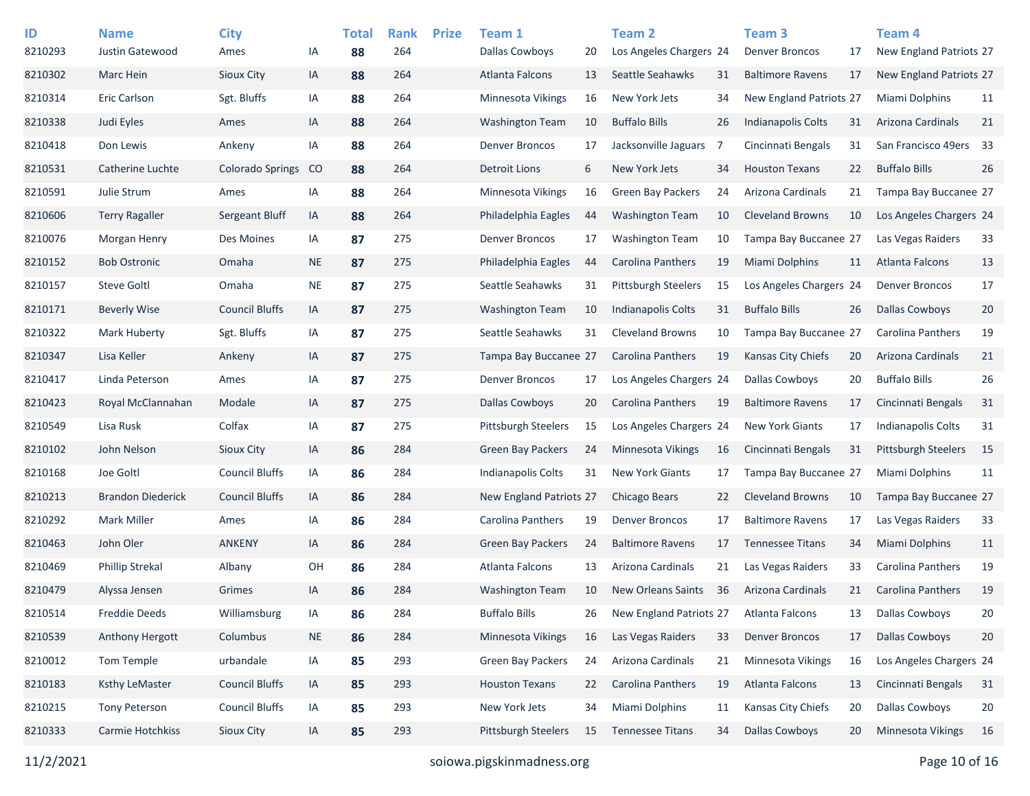| ID | Name | City | | Total | Rank | Prize | Team 1 | | Team 2 | | Team 3 | | Team 4 | |
|---|---|---|---|---|---|---|---|---|---|---|---|---|---|---|
| 8210293 | Justin Gatewood | Ames | IA | **88** | 264 | | Dallas Cowboys | 20 | Los Angeles Chargers | 24 | Denver Broncos | 17 | New England Patriots | 27 |
| 8210302 | Marc Hein | Sioux City | IA | **88** | 264 | | Atlanta Falcons | 13 | Seattle Seahawks | 31 | Baltimore Ravens | 17 | New England Patriots | 27 |
| 8210314 | Eric Carlson | Sgt. Bluffs | IA | **88** | 264 | | Minnesota Vikings | 16 | New York Jets | 34 | New England Patriots | 27 | Miami Dolphins | 11 |
| 8210338 | Judi Eyles | Ames | IA | **88** | 264 | | Washington Team | 10 | Buffalo Bills | 26 | Indianapolis Colts | 31 | Arizona Cardinals | 21 |
| 8210418 | Don Lewis | Ankeny | IA | **88** | 264 | | Denver Broncos | 17 | Jacksonville Jaguars | 7 | Cincinnati Bengals | 31 | San Francisco 49ers | 33 |
| 8210531 | Catherine Luchte | Colorado Springs | CO | **88** | 264 | | Detroit Lions | 6 | New York Jets | 34 | Houston Texans | 22 | Buffalo Bills | 26 |
| 8210591 | Julie Strum | Ames | IA | **88** | 264 | | Minnesota Vikings | 16 | Green Bay Packers | 24 | Arizona Cardinals | 21 | Tampa Bay Buccanee | 27 |
| 8210606 | Terry Ragaller | Sergeant Bluff | IA | **88** | 264 | | Philadelphia Eagles | 44 | Washington Team | 10 | Cleveland Browns | 10 | Los Angeles Chargers | 24 |
| 8210076 | Morgan Henry | Des Moines | IA | **87** | 275 | | Denver Broncos | 17 | Washington Team | 10 | Tampa Bay Buccanee | 27 | Las Vegas Raiders | 33 |
| 8210152 | Bob Ostronic | Omaha | NE | **87** | 275 | | Philadelphia Eagles | 44 | Carolina Panthers | 19 | Miami Dolphins | 11 | Atlanta Falcons | 13 |
| 8210157 | Steve Goltl | Omaha | NE | **87** | 275 | | Seattle Seahawks | 31 | Pittsburgh Steelers | 15 | Los Angeles Chargers | 24 | Denver Broncos | 17 |
| 8210171 | Beverly Wise | Council Bluffs | IA | **87** | 275 | | Washington Team | 10 | Indianapolis Colts | 31 | Buffalo Bills | 26 | Dallas Cowboys | 20 |
| 8210322 | Mark Huberty | Sgt. Bluffs | IA | **87** | 275 | | Seattle Seahawks | 31 | Cleveland Browns | 10 | Tampa Bay Buccanee | 27 | Carolina Panthers | 19 |
| 8210347 | Lisa Keller | Ankeny | IA | **87** | 275 | | Tampa Bay Buccanee | 27 | Carolina Panthers | 19 | Kansas City Chiefs | 20 | Arizona Cardinals | 21 |
| 8210417 | Linda Peterson | Ames | IA | **87** | 275 | | Denver Broncos | 17 | Los Angeles Chargers | 24 | Dallas Cowboys | 20 | Buffalo Bills | 26 |
| 8210423 | Royal McClannahan | Modale | IA | **87** | 275 | | Dallas Cowboys | 20 | Carolina Panthers | 19 | Baltimore Ravens | 17 | Cincinnati Bengals | 31 |
| 8210549 | Lisa Rusk | Colfax | IA | **87** | 275 | | Pittsburgh Steelers | 15 | Los Angeles Chargers | 24 | New York Giants | 17 | Indianapolis Colts | 31 |
| 8210102 | John Nelson | Sioux City | IA | **86** | 284 | | Green Bay Packers | 24 | Minnesota Vikings | 16 | Cincinnati Bengals | 31 | Pittsburgh Steelers | 15 |
| 8210168 | Joe Goltl | Council Bluffs | IA | **86** | 284 | | Indianapolis Colts | 31 | New York Giants | 17 | Tampa Bay Buccanee | 27 | Miami Dolphins | 11 |
| 8210213 | Brandon Diederick | Council Bluffs | IA | **86** | 284 | | New England Patriots | 27 | Chicago Bears | 22 | Cleveland Browns | 10 | Tampa Bay Buccanee | 27 |
| 8210292 | Mark Miller | Ames | IA | **86** | 284 | | Carolina Panthers | 19 | Denver Broncos | 17 | Baltimore Ravens | 17 | Las Vegas Raiders | 33 |
| 8210463 | John Oler | ANKENY | IA | **86** | 284 | | Green Bay Packers | 24 | Baltimore Ravens | 17 | Tennessee Titans | 34 | Miami Dolphins | 11 |
| 8210469 | Phillip Strekal | Albany | OH | **86** | 284 | | Atlanta Falcons | 13 | Arizona Cardinals | 21 | Las Vegas Raiders | 33 | Carolina Panthers | 19 |
| 8210479 | Alyssa Jensen | Grimes | IA | **86** | 284 | | Washington Team | 10 | New Orleans Saints | 36 | Arizona Cardinals | 21 | Carolina Panthers | 19 |
| 8210514 | Freddie Deeds | Williamsburg | IA | **86** | 284 | | Buffalo Bills | 26 | New England Patriots | 27 | Atlanta Falcons | 13 | Dallas Cowboys | 20 |
| 8210539 | Anthony Hergott | Columbus | NE | **86** | 284 | | Minnesota Vikings | 16 | Las Vegas Raiders | 33 | Denver Broncos | 17 | Dallas Cowboys | 20 |
| 8210012 | Tom Temple | urbandale | IA | **85** | 293 | | Green Bay Packers | 24 | Arizona Cardinals | 21 | Minnesota Vikings | 16 | Los Angeles Chargers | 24 |
| 8210183 | Ksthy LeMaster | Council Bluffs | IA | **85** | 293 | | Houston Texans | 22 | Carolina Panthers | 19 | Atlanta Falcons | 13 | Cincinnati Bengals | 31 |
| 8210215 | Tony Peterson | Council Bluffs | IA | **85** | 293 | | New York Jets | 34 | Miami Dolphins | 11 | Kansas City Chiefs | 20 | Dallas Cowboys | 20 |
| 8210333 | Carmie Hotchkiss | Sioux City | IA | **85** | 293 | | Pittsburgh Steelers | 15 | Tennessee Titans | 34 | Dallas Cowboys | 20 | Minnesota Vikings | 16 |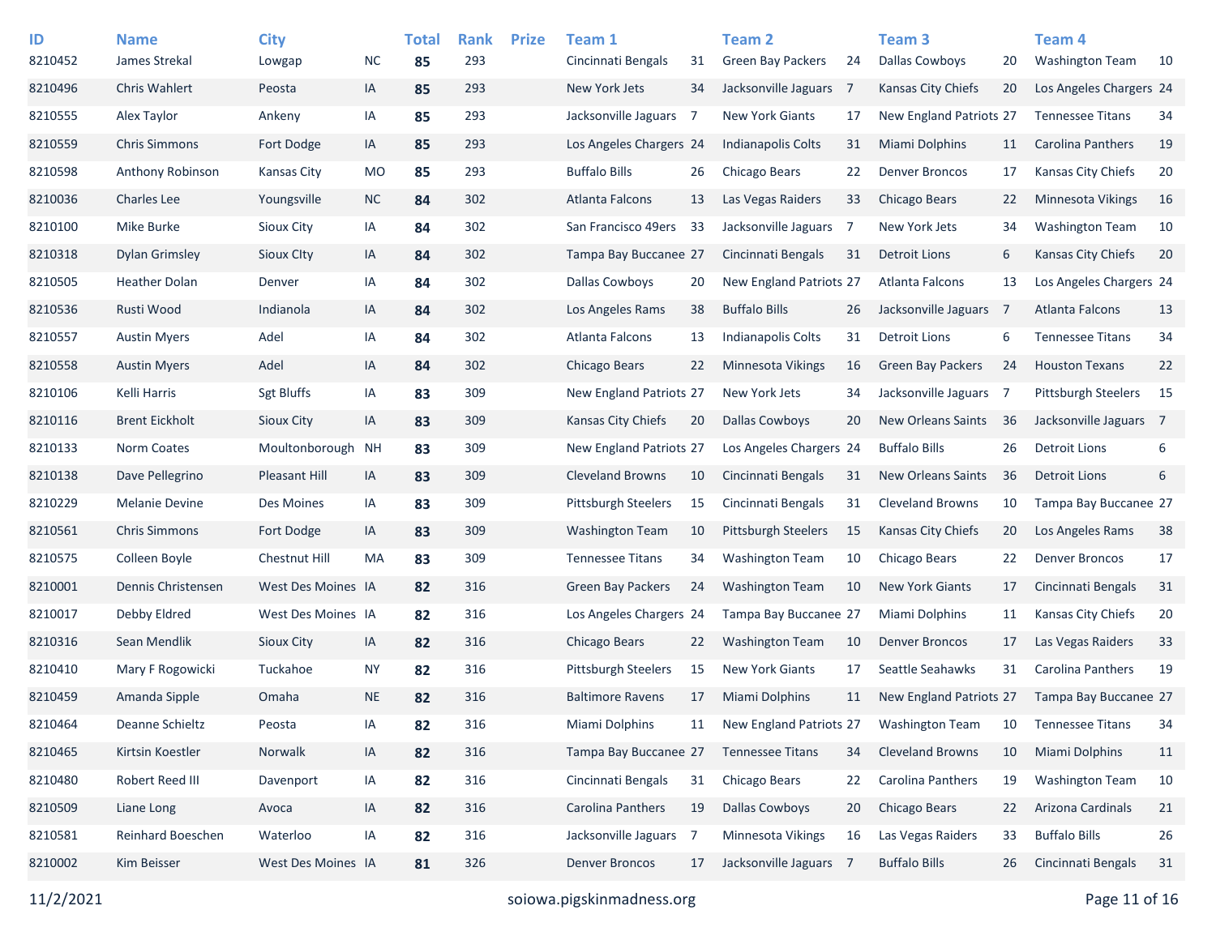| ID | Name | City | | Total | Rank | Prize | Team 1 | | Team 2 | | Team 3 | | Team 4 | |
|---|---|---|---|---|---|---|---|---|---|---|---|---|---|---|
| 8210452 | James Strekal | Lowgap | NC | **85** | 293 | | Cincinnati Bengals | 31 | Green Bay Packers | 24 | Dallas Cowboys | 20 | Washington Team | 10 |
| 8210496 | Chris Wahlert | Peosta | IA | **85** | 293 | | New York Jets | 34 | Jacksonville Jaguars | 7 | Kansas City Chiefs | 20 | Los Angeles Chargers | 24 |
| 8210555 | Alex Taylor | Ankeny | IA | **85** | 293 | | Jacksonville Jaguars | 7 | New York Giants | 17 | New England Patriots | 27 | Tennessee Titans | 34 |
| 8210559 | Chris Simmons | Fort Dodge | IA | **85** | 293 | | Los Angeles Chargers | 24 | Indianapolis Colts | 31 | Miami Dolphins | 11 | Carolina Panthers | 19 |
| 8210598 | Anthony Robinson | Kansas City | MO | **85** | 293 | | Buffalo Bills | 26 | Chicago Bears | 22 | Denver Broncos | 17 | Kansas City Chiefs | 20 |
| 8210036 | Charles Lee | Youngsville | NC | **84** | 302 | | Atlanta Falcons | 13 | Las Vegas Raiders | 33 | Chicago Bears | 22 | Minnesota Vikings | 16 |
| 8210100 | Mike Burke | Sioux City | IA | **84** | 302 | | San Francisco 49ers | 33 | Jacksonville Jaguars | 7 | New York Jets | 34 | Washington Team | 10 |
| 8210318 | Dylan Grimsley | Sioux CIty | IA | **84** | 302 | | Tampa Bay Buccanee | 27 | Cincinnati Bengals | 31 | Detroit Lions | 6 | Kansas City Chiefs | 20 |
| 8210505 | Heather Dolan | Denver | IA | **84** | 302 | | Dallas Cowboys | 20 | New England Patriots | 27 | Atlanta Falcons | 13 | Los Angeles Chargers | 24 |
| 8210536 | Rusti Wood | Indianola | IA | **84** | 302 | | Los Angeles Rams | 38 | Buffalo Bills | 26 | Jacksonville Jaguars | 7 | Atlanta Falcons | 13 |
| 8210557 | Austin Myers | Adel | IA | **84** | 302 | | Atlanta Falcons | 13 | Indianapolis Colts | 31 | Detroit Lions | 6 | Tennessee Titans | 34 |
| 8210558 | Austin Myers | Adel | IA | **84** | 302 | | Chicago Bears | 22 | Minnesota Vikings | 16 | Green Bay Packers | 24 | Houston Texans | 22 |
| 8210106 | Kelli Harris | Sgt Bluffs | IA | **83** | 309 | | New England Patriots | 27 | New York Jets | 34 | Jacksonville Jaguars | 7 | Pittsburgh Steelers | 15 |
| 8210116 | Brent Eickholt | Sioux City | IA | **83** | 309 | | Kansas City Chiefs | 20 | Dallas Cowboys | 20 | New Orleans Saints | 36 | Jacksonville Jaguars | 7 |
| 8210133 | Norm Coates | Moultonborough | NH | **83** | 309 | | New England Patriots | 27 | Los Angeles Chargers | 24 | Buffalo Bills | 26 | Detroit Lions | 6 |
| 8210138 | Dave Pellegrino | Pleasant Hill | IA | **83** | 309 | | Cleveland Browns | 10 | Cincinnati Bengals | 31 | New Orleans Saints | 36 | Detroit Lions | 6 |
| 8210229 | Melanie Devine | Des Moines | IA | **83** | 309 | | Pittsburgh Steelers | 15 | Cincinnati Bengals | 31 | Cleveland Browns | 10 | Tampa Bay Buccanee | 27 |
| 8210561 | Chris Simmons | Fort Dodge | IA | **83** | 309 | | Washington Team | 10 | Pittsburgh Steelers | 15 | Kansas City Chiefs | 20 | Los Angeles Rams | 38 |
| 8210575 | Colleen Boyle | Chestnut Hill | MA | **83** | 309 | | Tennessee Titans | 34 | Washington Team | 10 | Chicago Bears | 22 | Denver Broncos | 17 |
| 8210001 | Dennis Christensen | West Des Moines | IA | **82** | 316 | | Green Bay Packers | 24 | Washington Team | 10 | New York Giants | 17 | Cincinnati Bengals | 31 |
| 8210017 | Debby Eldred | West Des Moines | IA | **82** | 316 | | Los Angeles Chargers | 24 | Tampa Bay Buccanee | 27 | Miami Dolphins | 11 | Kansas City Chiefs | 20 |
| 8210316 | Sean Mendlik | Sioux City | IA | **82** | 316 | | Chicago Bears | 22 | Washington Team | 10 | Denver Broncos | 17 | Las Vegas Raiders | 33 |
| 8210410 | Mary F Rogowicki | Tuckahoe | NY | **82** | 316 | | Pittsburgh Steelers | 15 | New York Giants | 17 | Seattle Seahawks | 31 | Carolina Panthers | 19 |
| 8210459 | Amanda Sipple | Omaha | NE | **82** | 316 | | Baltimore Ravens | 17 | Miami Dolphins | 11 | New England Patriots | 27 | Tampa Bay Buccanee | 27 |
| 8210464 | Deanne Schieltz | Peosta | IA | **82** | 316 | | Miami Dolphins | 11 | New England Patriots | 27 | Washington Team | 10 | Tennessee Titans | 34 |
| 8210465 | Kirtsin Koestler | Norwalk | IA | **82** | 316 | | Tampa Bay Buccanee | 27 | Tennessee Titans | 34 | Cleveland Browns | 10 | Miami Dolphins | 11 |
| 8210480 | Robert Reed III | Davenport | IA | **82** | 316 | | Cincinnati Bengals | 31 | Chicago Bears | 22 | Carolina Panthers | 19 | Washington Team | 10 |
| 8210509 | Liane Long | Avoca | IA | **82** | 316 | | Carolina Panthers | 19 | Dallas Cowboys | 20 | Chicago Bears | 22 | Arizona Cardinals | 21 |
| 8210581 | Reinhard Boeschen | Waterloo | IA | **82** | 316 | | Jacksonville Jaguars | 7 | Minnesota Vikings | 16 | Las Vegas Raiders | 33 | Buffalo Bills | 26 |
| 8210002 | Kim Beisser | West Des Moines | IA | **81** | 326 | | Denver Broncos | 17 | Jacksonville Jaguars | 7 | Buffalo Bills | 26 | Cincinnati Bengals | 31 |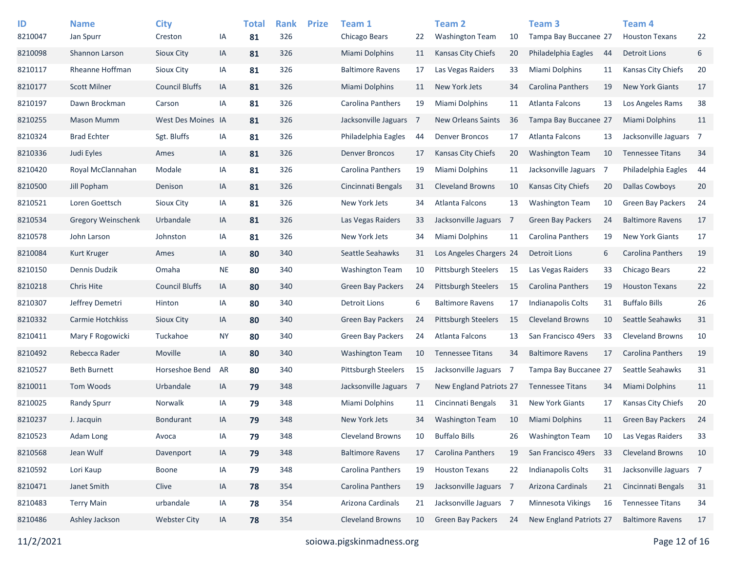| ID | Name | City | | Total | Rank | Prize | Team 1 | | Team 2 | | Team 3 | | Team 4 | |
|---|---|---|---|---|---|---|---|---|---|---|---|---|---|---|
| 8210047 | Jan Spurr | Creston | IA | **81** | 326 | | Chicago Bears | 22 | Washington Team | 10 | Tampa Bay Buccanee | 27 | Houston Texans | 22 |
| 8210098 | Shannon Larson | Sioux City | IA | **81** | 326 | | Miami Dolphins | 11 | Kansas City Chiefs | 20 | Philadelphia Eagles | 44 | Detroit Lions | 6 |
| 8210117 | Rheanne Hoffman | Sioux City | IA | **81** | 326 | | Baltimore Ravens | 17 | Las Vegas Raiders | 33 | Miami Dolphins | 11 | Kansas City Chiefs | 20 |
| 8210177 | Scott Milner | Council Bluffs | IA | **81** | 326 | | Miami Dolphins | 11 | New York Jets | 34 | Carolina Panthers | 19 | New York Giants | 17 |
| 8210197 | Dawn Brockman | Carson | IA | **81** | 326 | | Carolina Panthers | 19 | Miami Dolphins | 11 | Atlanta Falcons | 13 | Los Angeles Rams | 38 |
| 8210255 | Mason Mumm | West Des Moines | IA | **81** | 326 | | Jacksonville Jaguars | 7 | New Orleans Saints | 36 | Tampa Bay Buccanee | 27 | Miami Dolphins | 11 |
| 8210324 | Brad Echter | Sgt. Bluffs | IA | **81** | 326 | | Philadelphia Eagles | 44 | Denver Broncos | 17 | Atlanta Falcons | 13 | Jacksonville Jaguars | 7 |
| 8210336 | Judi Eyles | Ames | IA | **81** | 326 | | Denver Broncos | 17 | Kansas City Chiefs | 20 | Washington Team | 10 | Tennessee Titans | 34 |
| 8210420 | Royal McClannahan | Modale | IA | **81** | 326 | | Carolina Panthers | 19 | Miami Dolphins | 11 | Jacksonville Jaguars | 7 | Philadelphia Eagles | 44 |
| 8210500 | Jill Popham | Denison | IA | **81** | 326 | | Cincinnati Bengals | 31 | Cleveland Browns | 10 | Kansas City Chiefs | 20 | Dallas Cowboys | 20 |
| 8210521 | Loren Goettsch | Sioux City | IA | **81** | 326 | | New York Jets | 34 | Atlanta Falcons | 13 | Washington Team | 10 | Green Bay Packers | 24 |
| 8210534 | Gregory Weinschenk | Urbandale | IA | **81** | 326 | | Las Vegas Raiders | 33 | Jacksonville Jaguars | 7 | Green Bay Packers | 24 | Baltimore Ravens | 17 |
| 8210578 | John Larson | Johnston | IA | **81** | 326 | | New York Jets | 34 | Miami Dolphins | 11 | Carolina Panthers | 19 | New York Giants | 17 |
| 8210084 | Kurt Kruger | Ames | IA | **80** | 340 | | Seattle Seahawks | 31 | Los Angeles Chargers | 24 | Detroit Lions | 6 | Carolina Panthers | 19 |
| 8210150 | Dennis Dudzik | Omaha | NE | **80** | 340 | | Washington Team | 10 | Pittsburgh Steelers | 15 | Las Vegas Raiders | 33 | Chicago Bears | 22 |
| 8210218 | Chris Hite | Council Bluffs | IA | **80** | 340 | | Green Bay Packers | 24 | Pittsburgh Steelers | 15 | Carolina Panthers | 19 | Houston Texans | 22 |
| 8210307 | Jeffrey Demetri | Hinton | IA | **80** | 340 | | Detroit Lions | 6 | Baltimore Ravens | 17 | Indianapolis Colts | 31 | Buffalo Bills | 26 |
| 8210332 | Carmie Hotchkiss | Sioux City | IA | **80** | 340 | | Green Bay Packers | 24 | Pittsburgh Steelers | 15 | Cleveland Browns | 10 | Seattle Seahawks | 31 |
| 8210411 | Mary F Rogowicki | Tuckahoe | NY | **80** | 340 | | Green Bay Packers | 24 | Atlanta Falcons | 13 | San Francisco 49ers | 33 | Cleveland Browns | 10 |
| 8210492 | Rebecca Rader | Moville | IA | **80** | 340 | | Washington Team | 10 | Tennessee Titans | 34 | Baltimore Ravens | 17 | Carolina Panthers | 19 |
| 8210527 | Beth Burnett | Horseshoe Bend | AR | **80** | 340 | | Pittsburgh Steelers | 15 | Jacksonville Jaguars | 7 | Tampa Bay Buccanee | 27 | Seattle Seahawks | 31 |
| 8210011 | Tom Woods | Urbandale | IA | **79** | 348 | | Jacksonville Jaguars | 7 | New England Patriots | 27 | Tennessee Titans | 34 | Miami Dolphins | 11 |
| 8210025 | Randy Spurr | Norwalk | IA | **79** | 348 | | Miami Dolphins | 11 | Cincinnati Bengals | 31 | New York Giants | 17 | Kansas City Chiefs | 20 |
| 8210237 | J. Jacquin | Bondurant | IA | **79** | 348 | | New York Jets | 34 | Washington Team | 10 | Miami Dolphins | 11 | Green Bay Packers | 24 |
| 8210523 | Adam Long | Avoca | IA | **79** | 348 | | Cleveland Browns | 10 | Buffalo Bills | 26 | Washington Team | 10 | Las Vegas Raiders | 33 |
| 8210568 | Jean Wulf | Davenport | IA | **79** | 348 | | Baltimore Ravens | 17 | Carolina Panthers | 19 | San Francisco 49ers | 33 | Cleveland Browns | 10 |
| 8210592 | Lori Kaup | Boone | IA | **79** | 348 | | Carolina Panthers | 19 | Houston Texans | 22 | Indianapolis Colts | 31 | Jacksonville Jaguars | 7 |
| 8210471 | Janet Smith | Clive | IA | **78** | 354 | | Carolina Panthers | 19 | Jacksonville Jaguars | 7 | Arizona Cardinals | 21 | Cincinnati Bengals | 31 |
| 8210483 | Terry Main | urbandale | IA | **78** | 354 | | Arizona Cardinals | 21 | Jacksonville Jaguars | 7 | Minnesota Vikings | 16 | Tennessee Titans | 34 |
| 8210486 | Ashley Jackson | Webster City | IA | **78** | 354 | | Cleveland Browns | 10 | Green Bay Packers | 24 | New England Patriots | 27 | Baltimore Ravens | 17 |

11/2/2021 soiowa.pigskinmadness.org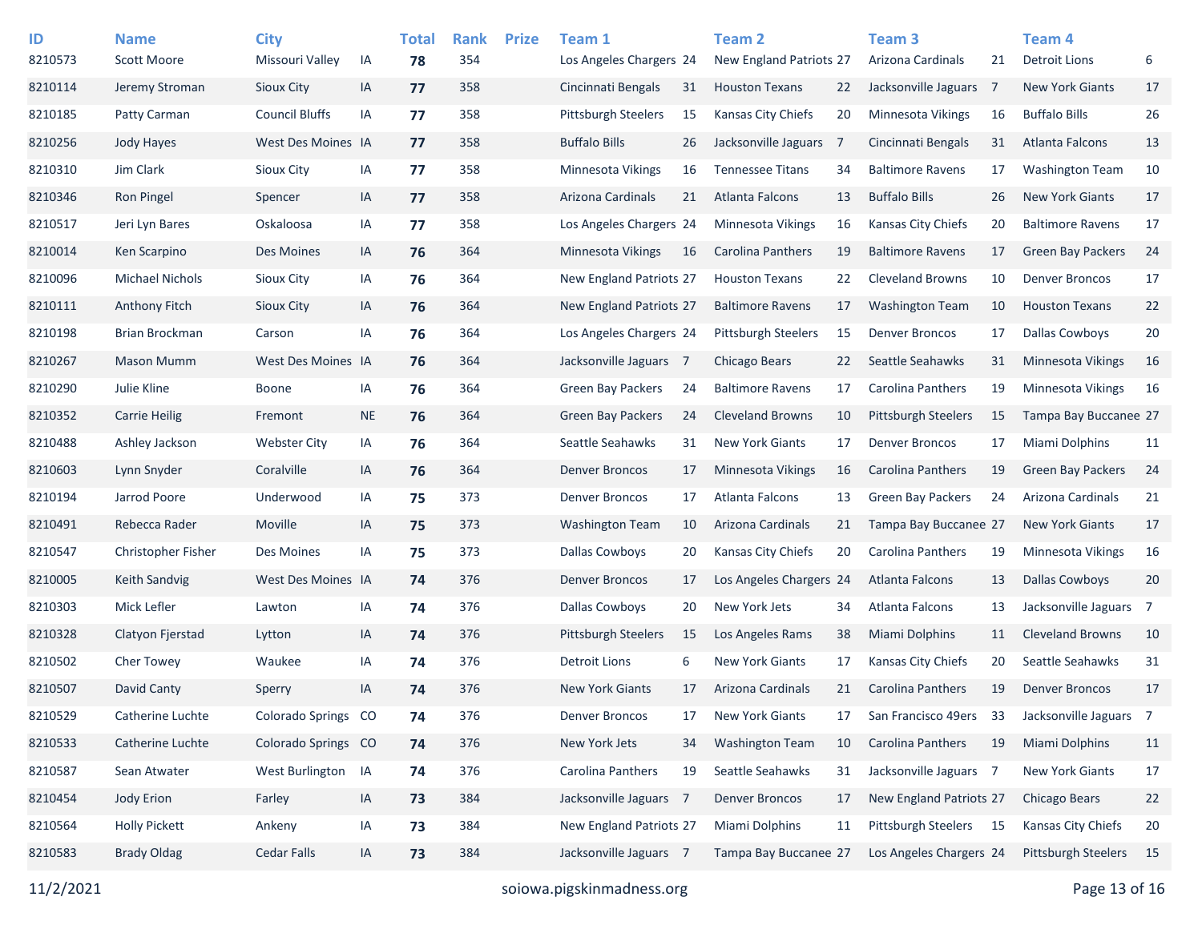| ID | Name | City | | Total | Rank | Prize | Team 1 | | Team 2 | | Team 3 | | Team 4 | |
|---|---|---|---|---|---|---|---|---|---|---|---|---|---|---|
| 8210573 | Scott Moore | Missouri Valley | IA | **78** | 354 | | Los Angeles Chargers | 24 | New England Patriots | 27 | Arizona Cardinals | 21 | Detroit Lions | 6 |
| 8210114 | Jeremy Stroman | Sioux City | IA | **77** | 358 | | Cincinnati Bengals | 31 | Houston Texans | 22 | Jacksonville Jaguars | 7 | New York Giants | 17 |
| 8210185 | Patty Carman | Council Bluffs | IA | **77** | 358 | | Pittsburgh Steelers | 15 | Kansas City Chiefs | 20 | Minnesota Vikings | 16 | Buffalo Bills | 26 |
| 8210256 | Jody Hayes | West Des Moines | IA | **77** | 358 | | Buffalo Bills | 26 | Jacksonville Jaguars | 7 | Cincinnati Bengals | 31 | Atlanta Falcons | 13 |
| 8210310 | Jim Clark | Sioux City | IA | **77** | 358 | | Minnesota Vikings | 16 | Tennessee Titans | 34 | Baltimore Ravens | 17 | Washington Team | 10 |
| 8210346 | Ron Pingel | Spencer | IA | **77** | 358 | | Arizona Cardinals | 21 | Atlanta Falcons | 13 | Buffalo Bills | 26 | New York Giants | 17 |
| 8210517 | Jeri Lyn Bares | Oskaloosa | IA | **77** | 358 | | Los Angeles Chargers | 24 | Minnesota Vikings | 16 | Kansas City Chiefs | 20 | Baltimore Ravens | 17 |
| 8210014 | Ken Scarpino | Des Moines | IA | **76** | 364 | | Minnesota Vikings | 16 | Carolina Panthers | 19 | Baltimore Ravens | 17 | Green Bay Packers | 24 |
| 8210096 | Michael Nichols | Sioux City | IA | **76** | 364 | | New England Patriots | 27 | Houston Texans | 22 | Cleveland Browns | 10 | Denver Broncos | 17 |
| 8210111 | Anthony Fitch | Sioux City | IA | **76** | 364 | | New England Patriots | 27 | Baltimore Ravens | 17 | Washington Team | 10 | Houston Texans | 22 |
| 8210198 | Brian Brockman | Carson | IA | **76** | 364 | | Los Angeles Chargers | 24 | Pittsburgh Steelers | 15 | Denver Broncos | 17 | Dallas Cowboys | 20 |
| 8210267 | Mason Mumm | West Des Moines | IA | **76** | 364 | | Jacksonville Jaguars | 7 | Chicago Bears | 22 | Seattle Seahawks | 31 | Minnesota Vikings | 16 |
| 8210290 | Julie Kline | Boone | IA | **76** | 364 | | Green Bay Packers | 24 | Baltimore Ravens | 17 | Carolina Panthers | 19 | Minnesota Vikings | 16 |
| 8210352 | Carrie Heilig | Fremont | NE | **76** | 364 | | Green Bay Packers | 24 | Cleveland Browns | 10 | Pittsburgh Steelers | 15 | Tampa Bay Buccanee | 27 |
| 8210488 | Ashley Jackson | Webster City | IA | **76** | 364 | | Seattle Seahawks | 31 | New York Giants | 17 | Denver Broncos | 17 | Miami Dolphins | 11 |
| 8210603 | Lynn Snyder | Coralville | IA | **76** | 364 | | Denver Broncos | 17 | Minnesota Vikings | 16 | Carolina Panthers | 19 | Green Bay Packers | 24 |
| 8210194 | Jarrod Poore | Underwood | IA | **75** | 373 | | Denver Broncos | 17 | Atlanta Falcons | 13 | Green Bay Packers | 24 | Arizona Cardinals | 21 |
| 8210491 | Rebecca Rader | Moville | IA | **75** | 373 | | Washington Team | 10 | Arizona Cardinals | 21 | Tampa Bay Buccanee | 27 | New York Giants | 17 |
| 8210547 | Christopher Fisher | Des Moines | IA | **75** | 373 | | Dallas Cowboys | 20 | Kansas City Chiefs | 20 | Carolina Panthers | 19 | Minnesota Vikings | 16 |
| 8210005 | Keith Sandvig | West Des Moines | IA | **74** | 376 | | Denver Broncos | 17 | Los Angeles Chargers | 24 | Atlanta Falcons | 13 | Dallas Cowboys | 20 |
| 8210303 | Mick Lefler | Lawton | IA | **74** | 376 | | Dallas Cowboys | 20 | New York Jets | 34 | Atlanta Falcons | 13 | Jacksonville Jaguars | 7 |
| 8210328 | Clatyon Fjerstad | Lytton | IA | **74** | 376 | | Pittsburgh Steelers | 15 | Los Angeles Rams | 38 | Miami Dolphins | 11 | Cleveland Browns | 10 |
| 8210502 | Cher Towey | Waukee | IA | **74** | 376 | | Detroit Lions | 6 | New York Giants | 17 | Kansas City Chiefs | 20 | Seattle Seahawks | 31 |
| 8210507 | David Canty | Sperry | IA | **74** | 376 | | New York Giants | 17 | Arizona Cardinals | 21 | Carolina Panthers | 19 | Denver Broncos | 17 |
| 8210529 | Catherine Luchte | Colorado Springs | CO | **74** | 376 | | Denver Broncos | 17 | New York Giants | 17 | San Francisco 49ers | 33 | Jacksonville Jaguars | 7 |
| 8210533 | Catherine Luchte | Colorado Springs | CO | **74** | 376 | | New York Jets | 34 | Washington Team | 10 | Carolina Panthers | 19 | Miami Dolphins | 11 |
| 8210587 | Sean Atwater | West Burlington | IA | **74** | 376 | | Carolina Panthers | 19 | Seattle Seahawks | 31 | Jacksonville Jaguars | 7 | New York Giants | 17 |
| 8210454 | Jody Erion | Farley | IA | **73** | 384 | | Jacksonville Jaguars | 7 | Denver Broncos | 17 | New England Patriots | 27 | Chicago Bears | 22 |
| 8210564 | Holly Pickett | Ankeny | IA | **73** | 384 | | New England Patriots | 27 | Miami Dolphins | 11 | Pittsburgh Steelers | 15 | Kansas City Chiefs | 20 |
| 8210583 | Brady Oldag | Cedar Falls | IA | **73** | 384 | | Jacksonville Jaguars | 7 | Tampa Bay Buccanee | 27 | Los Angeles Chargers | 24 | Pittsburgh Steelers | 15 |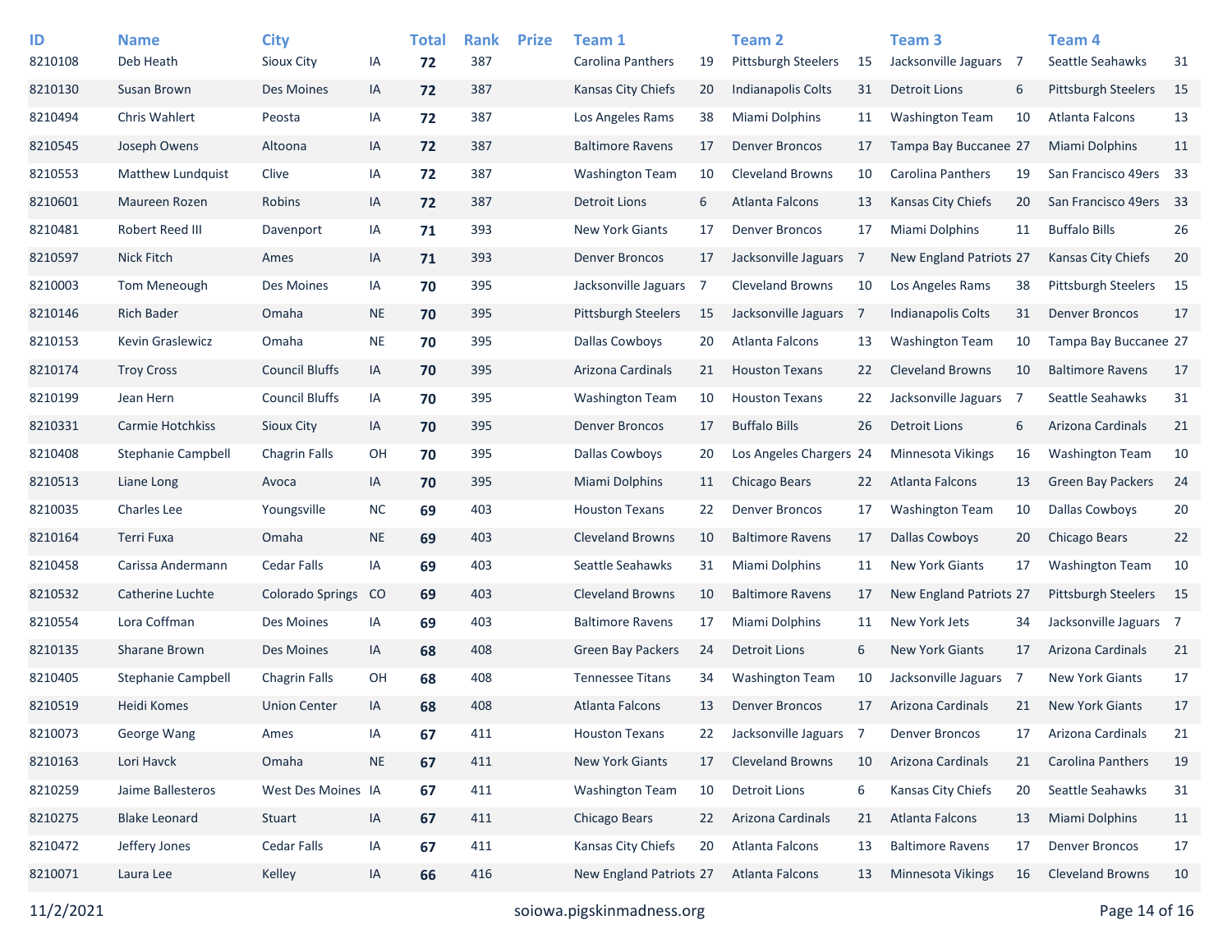| ID | Name | City | | Total | Rank | Prize | Team 1 | | Team 2 | | Team 3 | | Team 4 | |
|---|---|---|---|---|---|---|---|---|---|---|---|---|---|---|
| 8210108 | Deb Heath | Sioux City | IA | **72** | 387 | | Carolina Panthers | 19 | Pittsburgh Steelers | 15 | Jacksonville Jaguars | 7 | Seattle Seahawks | 31 |
| 8210130 | Susan Brown | Des Moines | IA | **72** | 387 | | Kansas City Chiefs | 20 | Indianapolis Colts | 31 | Detroit Lions | 6 | Pittsburgh Steelers | 15 |
| 8210494 | Chris Wahlert | Peosta | IA | **72** | 387 | | Los Angeles Rams | 38 | Miami Dolphins | 11 | Washington Team | 10 | Atlanta Falcons | 13 |
| 8210545 | Joseph Owens | Altoona | IA | **72** | 387 | | Baltimore Ravens | 17 | Denver Broncos | 17 | Tampa Bay Buccanee | 27 | Miami Dolphins | 11 |
| 8210553 | Matthew Lundquist | Clive | IA | **72** | 387 | | Washington Team | 10 | Cleveland Browns | 10 | Carolina Panthers | 19 | San Francisco 49ers | 33 |
| 8210601 | Maureen Rozen | Robins | IA | **72** | 387 | | Detroit Lions | 6 | Atlanta Falcons | 13 | Kansas City Chiefs | 20 | San Francisco 49ers | 33 |
| 8210481 | Robert Reed III | Davenport | IA | **71** | 393 | | New York Giants | 17 | Denver Broncos | 17 | Miami Dolphins | 11 | Buffalo Bills | 26 |
| 8210597 | Nick Fitch | Ames | IA | **71** | 393 | | Denver Broncos | 17 | Jacksonville Jaguars | 7 | New England Patriots | 27 | Kansas City Chiefs | 20 |
| 8210003 | Tom Meneough | Des Moines | IA | **70** | 395 | | Jacksonville Jaguars | 7 | Cleveland Browns | 10 | Los Angeles Rams | 38 | Pittsburgh Steelers | 15 |
| 8210146 | Rich Bader | Omaha | NE | **70** | 395 | | Pittsburgh Steelers | 15 | Jacksonville Jaguars | 7 | Indianapolis Colts | 31 | Denver Broncos | 17 |
| 8210153 | Kevin Graslewicz | Omaha | NE | **70** | 395 | | Dallas Cowboys | 20 | Atlanta Falcons | 13 | Washington Team | 10 | Tampa Bay Buccanee | 27 |
| 8210174 | Troy Cross | Council Bluffs | IA | **70** | 395 | | Arizona Cardinals | 21 | Houston Texans | 22 | Cleveland Browns | 10 | Baltimore Ravens | 17 |
| 8210199 | Jean Hern | Council Bluffs | IA | **70** | 395 | | Washington Team | 10 | Houston Texans | 22 | Jacksonville Jaguars | 7 | Seattle Seahawks | 31 |
| 8210331 | Carmie Hotchkiss | Sioux City | IA | **70** | 395 | | Denver Broncos | 17 | Buffalo Bills | 26 | Detroit Lions | 6 | Arizona Cardinals | 21 |
| 8210408 | Stephanie Campbell | Chagrin Falls | OH | **70** | 395 | | Dallas Cowboys | 20 | Los Angeles Chargers | 24 | Minnesota Vikings | 16 | Washington Team | 10 |
| 8210513 | Liane Long | Avoca | IA | **70** | 395 | | Miami Dolphins | 11 | Chicago Bears | 22 | Atlanta Falcons | 13 | Green Bay Packers | 24 |
| 8210035 | Charles Lee | Youngsville | NC | **69** | 403 | | Houston Texans | 22 | Denver Broncos | 17 | Washington Team | 10 | Dallas Cowboys | 20 |
| 8210164 | Terri Fuxa | Omaha | NE | **69** | 403 | | Cleveland Browns | 10 | Baltimore Ravens | 17 | Dallas Cowboys | 20 | Chicago Bears | 22 |
| 8210458 | Carissa Andermann | Cedar Falls | IA | **69** | 403 | | Seattle Seahawks | 31 | Miami Dolphins | 11 | New York Giants | 17 | Washington Team | 10 |
| 8210532 | Catherine Luchte | Colorado Springs | CO | **69** | 403 | | Cleveland Browns | 10 | Baltimore Ravens | 17 | New England Patriots | 27 | Pittsburgh Steelers | 15 |
| 8210554 | Lora Coffman | Des Moines | IA | **69** | 403 | | Baltimore Ravens | 17 | Miami Dolphins | 11 | New York Jets | 34 | Jacksonville Jaguars | 7 |
| 8210135 | Sharane Brown | Des Moines | IA | **68** | 408 | | Green Bay Packers | 24 | Detroit Lions | 6 | New York Giants | 17 | Arizona Cardinals | 21 |
| 8210405 | Stephanie Campbell | Chagrin Falls | OH | **68** | 408 | | Tennessee Titans | 34 | Washington Team | 10 | Jacksonville Jaguars | 7 | New York Giants | 17 |
| 8210519 | Heidi Komes | Union Center | IA | **68** | 408 | | Atlanta Falcons | 13 | Denver Broncos | 17 | Arizona Cardinals | 21 | New York Giants | 17 |
| 8210073 | George Wang | Ames | IA | **67** | 411 | | Houston Texans | 22 | Jacksonville Jaguars | 7 | Denver Broncos | 17 | Arizona Cardinals | 21 |
| 8210163 | Lori Havck | Omaha | NE | **67** | 411 | | New York Giants | 17 | Cleveland Browns | 10 | Arizona Cardinals | 21 | Carolina Panthers | 19 |
| 8210259 | Jaime Ballesteros | West Des Moines | IA | **67** | 411 | | Washington Team | 10 | Detroit Lions | 6 | Kansas City Chiefs | 20 | Seattle Seahawks | 31 |
| 8210275 | Blake Leonard | Stuart | IA | **67** | 411 | | Chicago Bears | 22 | Arizona Cardinals | 21 | Atlanta Falcons | 13 | Miami Dolphins | 11 |
| 8210472 | Jeffery Jones | Cedar Falls | IA | **67** | 411 | | Kansas City Chiefs | 20 | Atlanta Falcons | 13 | Baltimore Ravens | 17 | Denver Broncos | 17 |
| 8210071 | Laura Lee | Kelley | IA | **66** | 416 | | New England Patriots | 27 | Atlanta Falcons | 13 | Minnesota Vikings | 16 | Cleveland Browns | 10 |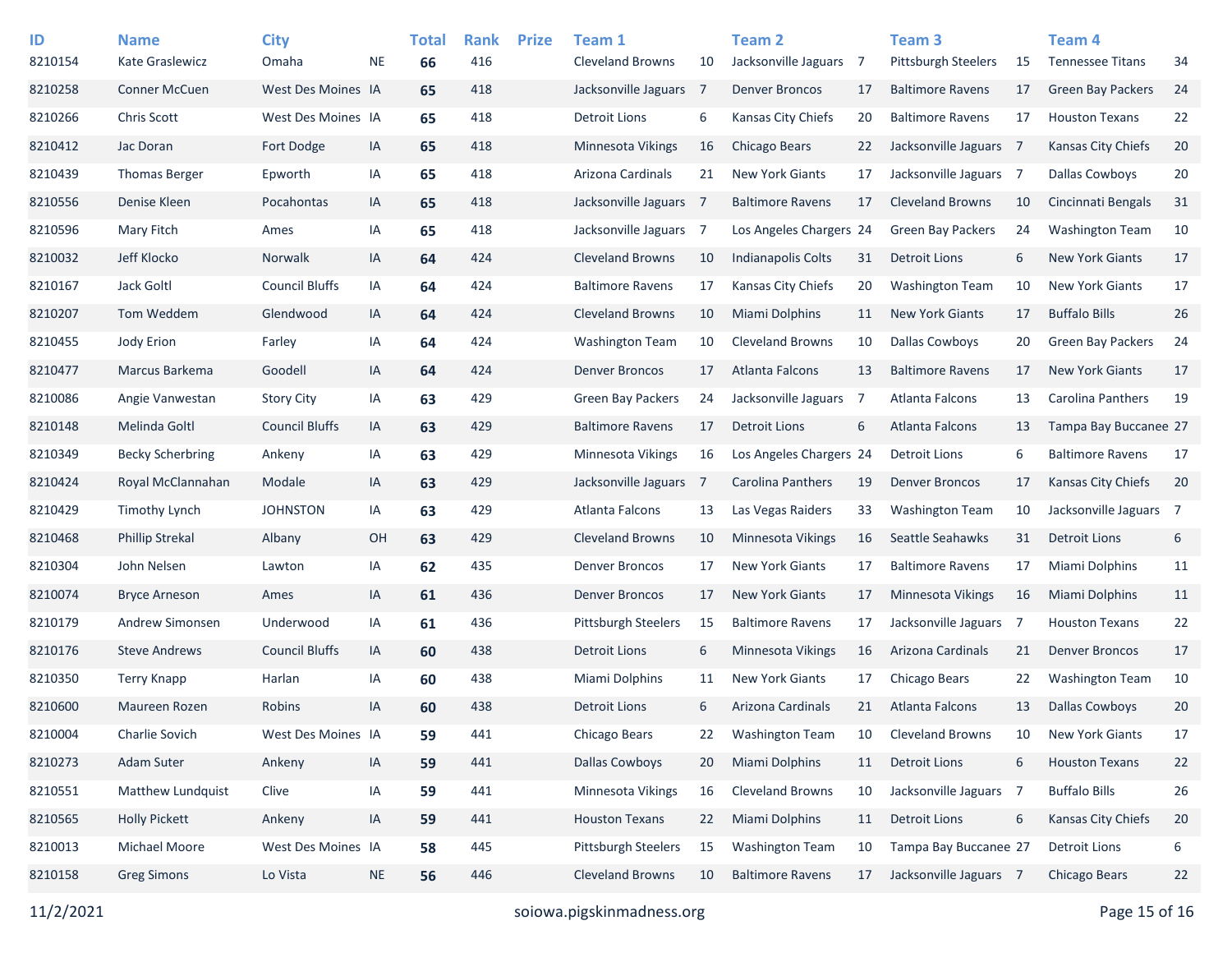| ID | Name | City | | Total | Rank | Prize | Team 1 | | Team 2 | | Team 3 | | Team 4 | |
|---|---|---|---|---|---|---|---|---|---|---|---|---|---|---|
| 8210154 | Kate Graslewicz | Omaha | NE | **66** | 416 | | Cleveland Browns | 10 | Jacksonville Jaguars | 7 | Pittsburgh Steelers | 15 | Tennessee Titans | 34 |
| 8210258 | Conner McCuen | West Des Moines | IA | **65** | 418 | | Jacksonville Jaguars | 7 | Denver Broncos | 17 | Baltimore Ravens | 17 | Green Bay Packers | 24 |
| 8210266 | Chris Scott | West Des Moines | IA | **65** | 418 | | Detroit Lions | 6 | Kansas City Chiefs | 20 | Baltimore Ravens | 17 | Houston Texans | 22 |
| 8210412 | Jac Doran | Fort Dodge | IA | **65** | 418 | | Minnesota Vikings | 16 | Chicago Bears | 22 | Jacksonville Jaguars | 7 | Kansas City Chiefs | 20 |
| 8210439 | Thomas Berger | Epworth | IA | **65** | 418 | | Arizona Cardinals | 21 | New York Giants | 17 | Jacksonville Jaguars | 7 | Dallas Cowboys | 20 |
| 8210556 | Denise Kleen | Pocahontas | IA | **65** | 418 | | Jacksonville Jaguars | 7 | Baltimore Ravens | 17 | Cleveland Browns | 10 | Cincinnati Bengals | 31 |
| 8210596 | Mary Fitch | Ames | IA | **65** | 418 | | Jacksonville Jaguars | 7 | Los Angeles Chargers | 24 | Green Bay Packers | 24 | Washington Team | 10 |
| 8210032 | Jeff Klocko | Norwalk | IA | **64** | 424 | | Cleveland Browns | 10 | Indianapolis Colts | 31 | Detroit Lions | 6 | New York Giants | 17 |
| 8210167 | Jack Goltl | Council Bluffs | IA | **64** | 424 | | Baltimore Ravens | 17 | Kansas City Chiefs | 20 | Washington Team | 10 | New York Giants | 17 |
| 8210207 | Tom Weddem | Glendwood | IA | **64** | 424 | | Cleveland Browns | 10 | Miami Dolphins | 11 | New York Giants | 17 | Buffalo Bills | 26 |
| 8210455 | Jody Erion | Farley | IA | **64** | 424 | | Washington Team | 10 | Cleveland Browns | 10 | Dallas Cowboys | 20 | Green Bay Packers | 24 |
| 8210477 | Marcus Barkema | Goodell | IA | **64** | 424 | | Denver Broncos | 17 | Atlanta Falcons | 13 | Baltimore Ravens | 17 | New York Giants | 17 |
| 8210086 | Angie Vanwestan | Story City | IA | **63** | 429 | | Green Bay Packers | 24 | Jacksonville Jaguars | 7 | Atlanta Falcons | 13 | Carolina Panthers | 19 |
| 8210148 | Melinda Goltl | Council Bluffs | IA | **63** | 429 | | Baltimore Ravens | 17 | Detroit Lions | 6 | Atlanta Falcons | 13 | Tampa Bay Buccanee | 27 |
| 8210349 | Becky Scherbring | Ankeny | IA | **63** | 429 | | Minnesota Vikings | 16 | Los Angeles Chargers | 24 | Detroit Lions | 6 | Baltimore Ravens | 17 |
| 8210424 | Royal McClannahan | Modale | IA | **63** | 429 | | Jacksonville Jaguars | 7 | Carolina Panthers | 19 | Denver Broncos | 17 | Kansas City Chiefs | 20 |
| 8210429 | Timothy Lynch | JOHNSTON | IA | **63** | 429 | | Atlanta Falcons | 13 | Las Vegas Raiders | 33 | Washington Team | 10 | Jacksonville Jaguars | 7 |
| 8210468 | Phillip Strekal | Albany | OH | **63** | 429 | | Cleveland Browns | 10 | Minnesota Vikings | 16 | Seattle Seahawks | 31 | Detroit Lions | 6 |
| 8210304 | John Nelsen | Lawton | IA | **62** | 435 | | Denver Broncos | 17 | New York Giants | 17 | Baltimore Ravens | 17 | Miami Dolphins | 11 |
| 8210074 | Bryce Arneson | Ames | IA | **61** | 436 | | Denver Broncos | 17 | New York Giants | 17 | Minnesota Vikings | 16 | Miami Dolphins | 11 |
| 8210179 | Andrew Simonsen | Underwood | IA | **61** | 436 | | Pittsburgh Steelers | 15 | Baltimore Ravens | 17 | Jacksonville Jaguars | 7 | Houston Texans | 22 |
| 8210176 | Steve Andrews | Council Bluffs | IA | **60** | 438 | | Detroit Lions | 6 | Minnesota Vikings | 16 | Arizona Cardinals | 21 | Denver Broncos | 17 |
| 8210350 | Terry Knapp | Harlan | IA | **60** | 438 | | Miami Dolphins | 11 | New York Giants | 17 | Chicago Bears | 22 | Washington Team | 10 |
| 8210600 | Maureen Rozen | Robins | IA | **60** | 438 | | Detroit Lions | 6 | Arizona Cardinals | 21 | Atlanta Falcons | 13 | Dallas Cowboys | 20 |
| 8210004 | Charlie Sovich | West Des Moines | IA | **59** | 441 | | Chicago Bears | 22 | Washington Team | 10 | Cleveland Browns | 10 | New York Giants | 17 |
| 8210273 | Adam Suter | Ankeny | IA | **59** | 441 | | Dallas Cowboys | 20 | Miami Dolphins | 11 | Detroit Lions | 6 | Houston Texans | 22 |
| 8210551 | Matthew Lundquist | Clive | IA | **59** | 441 | | Minnesota Vikings | 16 | Cleveland Browns | 10 | Jacksonville Jaguars | 7 | Buffalo Bills | 26 |
| 8210565 | Holly Pickett | Ankeny | IA | **59** | 441 | | Houston Texans | 22 | Miami Dolphins | 11 | Detroit Lions | 6 | Kansas City Chiefs | 20 |
| 8210013 | Michael Moore | West Des Moines | IA | **58** | 445 | | Pittsburgh Steelers | 15 | Washington Team | 10 | Tampa Bay Buccanee | 27 | Detroit Lions | 6 |
| 8210158 | Greg Simons | Lo Vista | NE | **56** | 446 | | Cleveland Browns | 10 | Baltimore Ravens | 17 | Jacksonville Jaguars | 7 | Chicago Bears | 22 |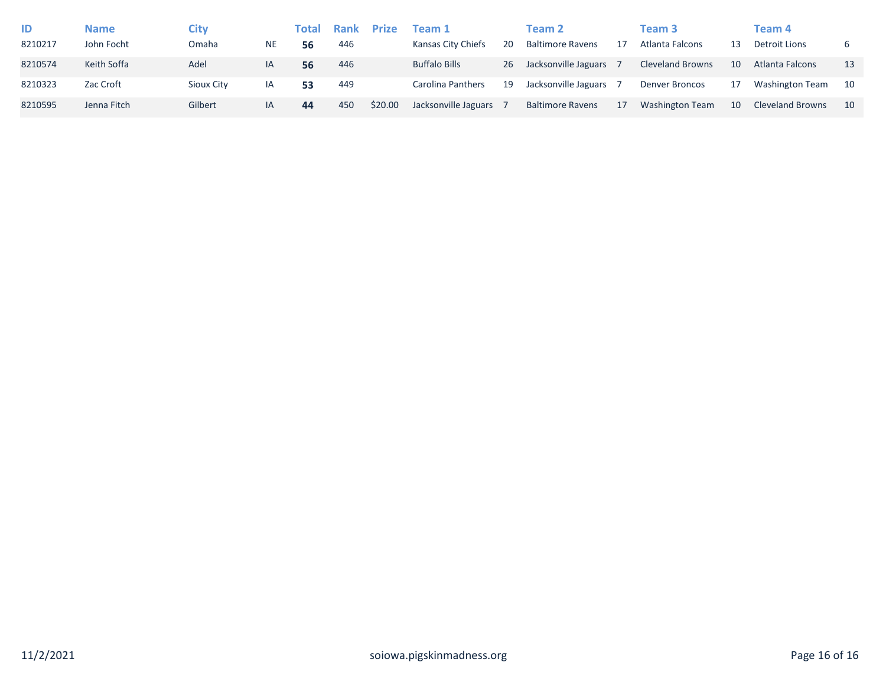| ID | Name | City | | Total | Rank | Prize | Team 1 | | Team 2 | | Team 3 | | Team 4 | |
|---|---|---|---|---|---|---|---|---|---|---|---|---|---|---|
| 8210217 | John Focht | Omaha | NE | **56** | 446 | | Kansas City Chiefs | 20 | Baltimore Ravens | 17 | Atlanta Falcons | 13 | Detroit Lions | 6 |
| 8210574 | Keith Soffa | Adel | IA | **56** | 446 | | Buffalo Bills | 26 | Jacksonville Jaguars | 7 | Cleveland Browns | 10 | Atlanta Falcons | 13 |
| 8210323 | Zac Croft | Sioux City | IA | **53** | 449 | | Carolina Panthers | 19 | Jacksonville Jaguars | 7 | Denver Broncos | 17 | Washington Team | 10 |
| 8210595 | Jenna Fitch | Gilbert | IA | **44** | 450 | $20.00 | Jacksonville Jaguars | 7 | Baltimore Ravens | 17 | Washington Team | 10 | Cleveland Browns | 10 |